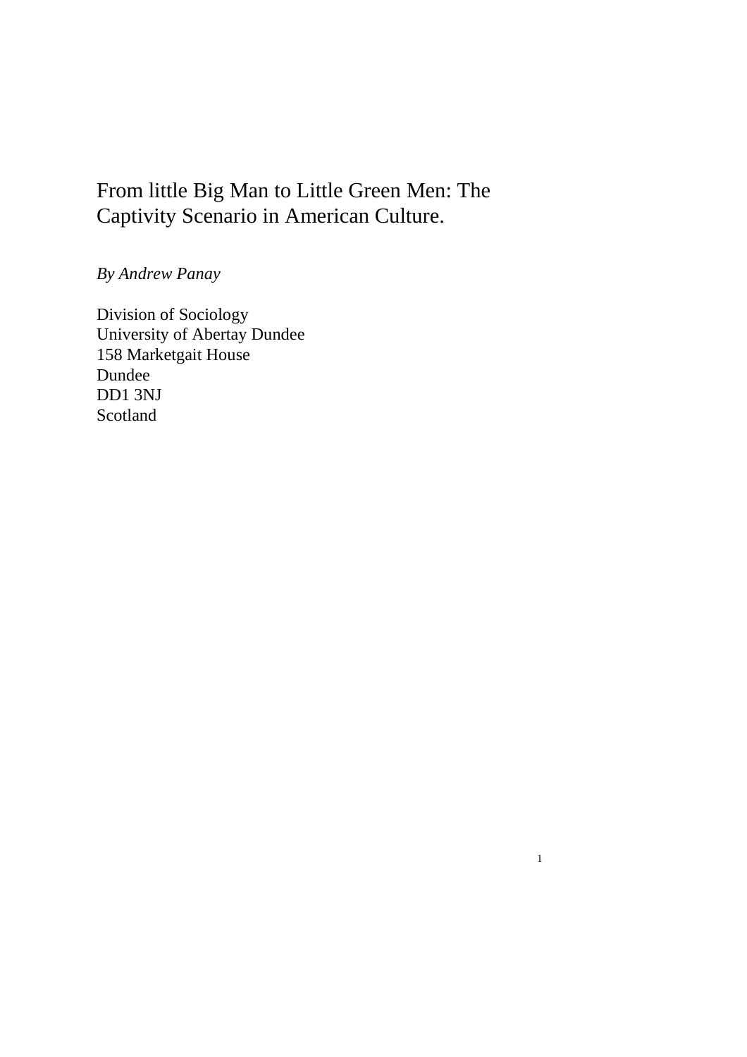# From little Big Man to Little Green Men: The Captivity Scenario in American Culture.

*By Andrew Panay*

Division of Sociology
University of Abertay Dundee
158 Marketgait House
Dundee
DD1 3NJ
Scotland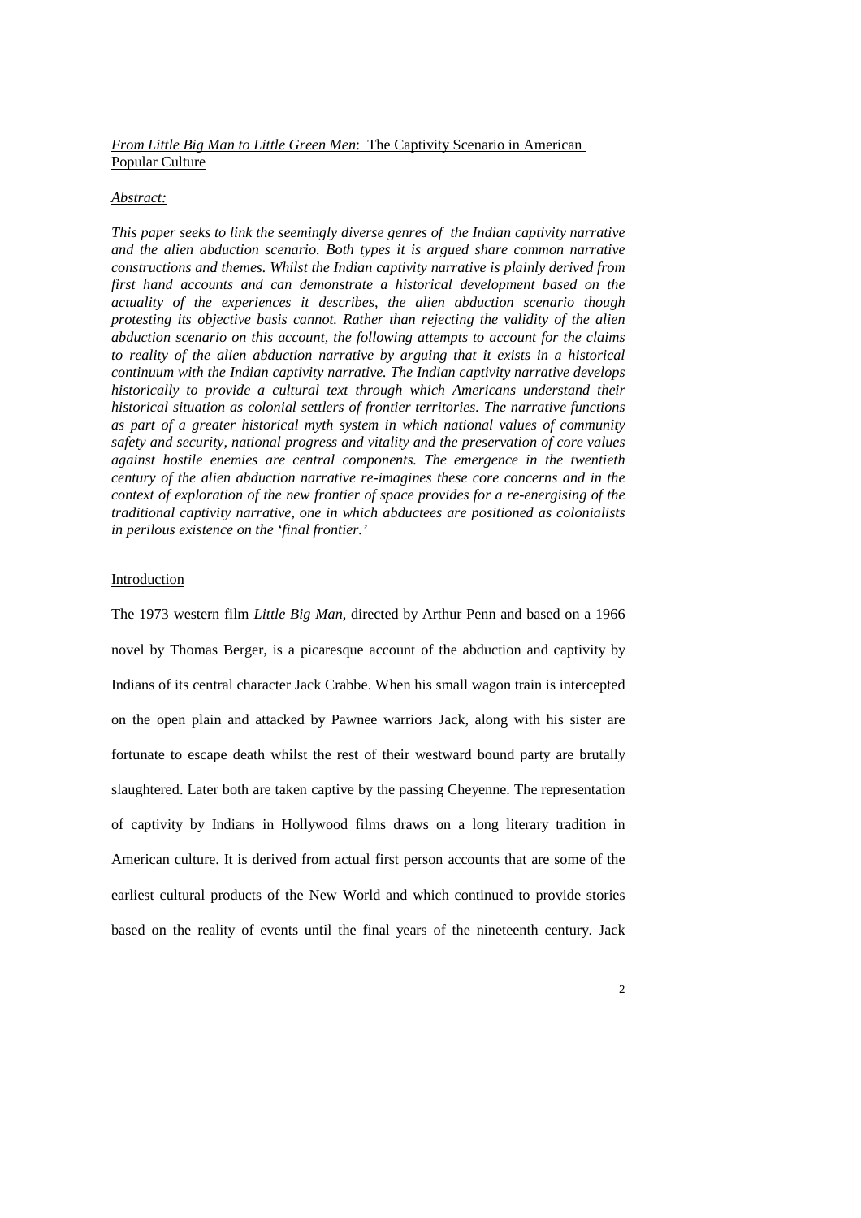*From Little Big Man to Little Green Men*: The Captivity Scenario in American Popular Culture

*Abstract:*

*This paper seeks to link the seemingly diverse genres of the Indian captivity narrative and the alien abduction scenario. Both types it is argued share common narrative constructions and themes. Whilst the Indian captivity narrative is plainly derived from first hand accounts and can demonstrate a historical development based on the actuality of the experiences it describes, the alien abduction scenario though protesting its objective basis cannot. Rather than rejecting the validity of the alien abduction scenario on this account, the following attempts to account for the claims to reality of the alien abduction narrative by arguing that it exists in a historical continuum with the Indian captivity narrative. The Indian captivity narrative develops historically to provide a cultural text through which Americans understand their historical situation as colonial settlers of frontier territories. The narrative functions as part of a greater historical myth system in which national values of community safety and security, national progress and vitality and the preservation of core values against hostile enemies are central components. The emergence in the twentieth century of the alien abduction narrative re-imagines these core concerns and in the context of exploration of the new frontier of space provides for a re-energising of the traditional captivity narrative, one in which abductees are positioned as colonialists in perilous existence on the 'final frontier.'*

## Introduction

The 1973 western film *Little Big Man*, directed by Arthur Penn and based on a 1966 novel by Thomas Berger, is a picaresque account of the abduction and captivity by Indians of its central character Jack Crabbe. When his small wagon train is intercepted on the open plain and attacked by Pawnee warriors Jack, along with his sister are fortunate to escape death whilst the rest of their westward bound party are brutally slaughtered. Later both are taken captive by the passing Cheyenne. The representation of captivity by Indians in Hollywood films draws on a long literary tradition in American culture. It is derived from actual first person accounts that are some of the earliest cultural products of the New World and which continued to provide stories based on the reality of events until the final years of the nineteenth century. Jack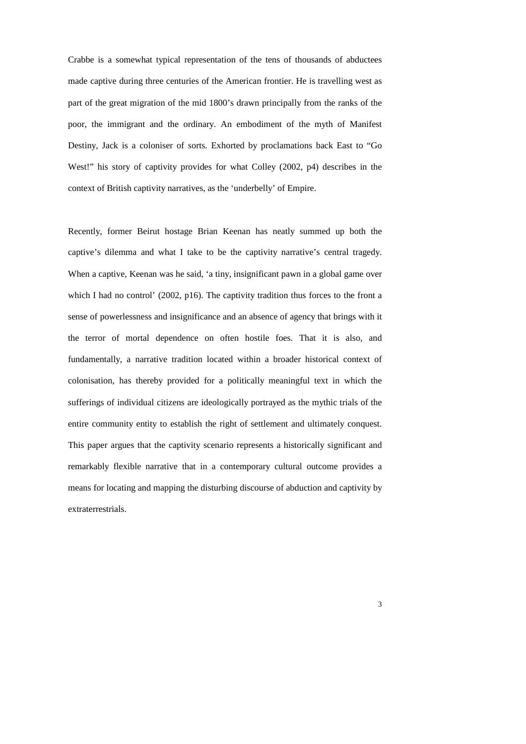Crabbe is a somewhat typical representation of the tens of thousands of abductees made captive during three centuries of the American frontier. He is travelling west as part of the great migration of the mid 1800's drawn principally from the ranks of the poor, the immigrant and the ordinary. An embodiment of the myth of Manifest Destiny, Jack is a coloniser of sorts. Exhorted by proclamations back East to "Go West!" his story of captivity provides for what Colley (2002, p4) describes in the context of British captivity narratives, as the 'underbelly' of Empire.

Recently, former Beirut hostage Brian Keenan has neatly summed up both the captive's dilemma and what I take to be the captivity narrative's central tragedy. When a captive, Keenan was he said, 'a tiny, insignificant pawn in a global game over which I had no control' (2002, p16). The captivity tradition thus forces to the front a sense of powerlessness and insignificance and an absence of agency that brings with it the terror of mortal dependence on often hostile foes. That it is also, and fundamentally, a narrative tradition located within a broader historical context of colonisation, has thereby provided for a politically meaningful text in which the sufferings of individual citizens are ideologically portrayed as the mythic trials of the entire community entity to establish the right of settlement and ultimately conquest. This paper argues that the captivity scenario represents a historically significant and remarkably flexible narrative that in a contemporary cultural outcome provides a means for locating and mapping the disturbing discourse of abduction and captivity by extraterrestrials.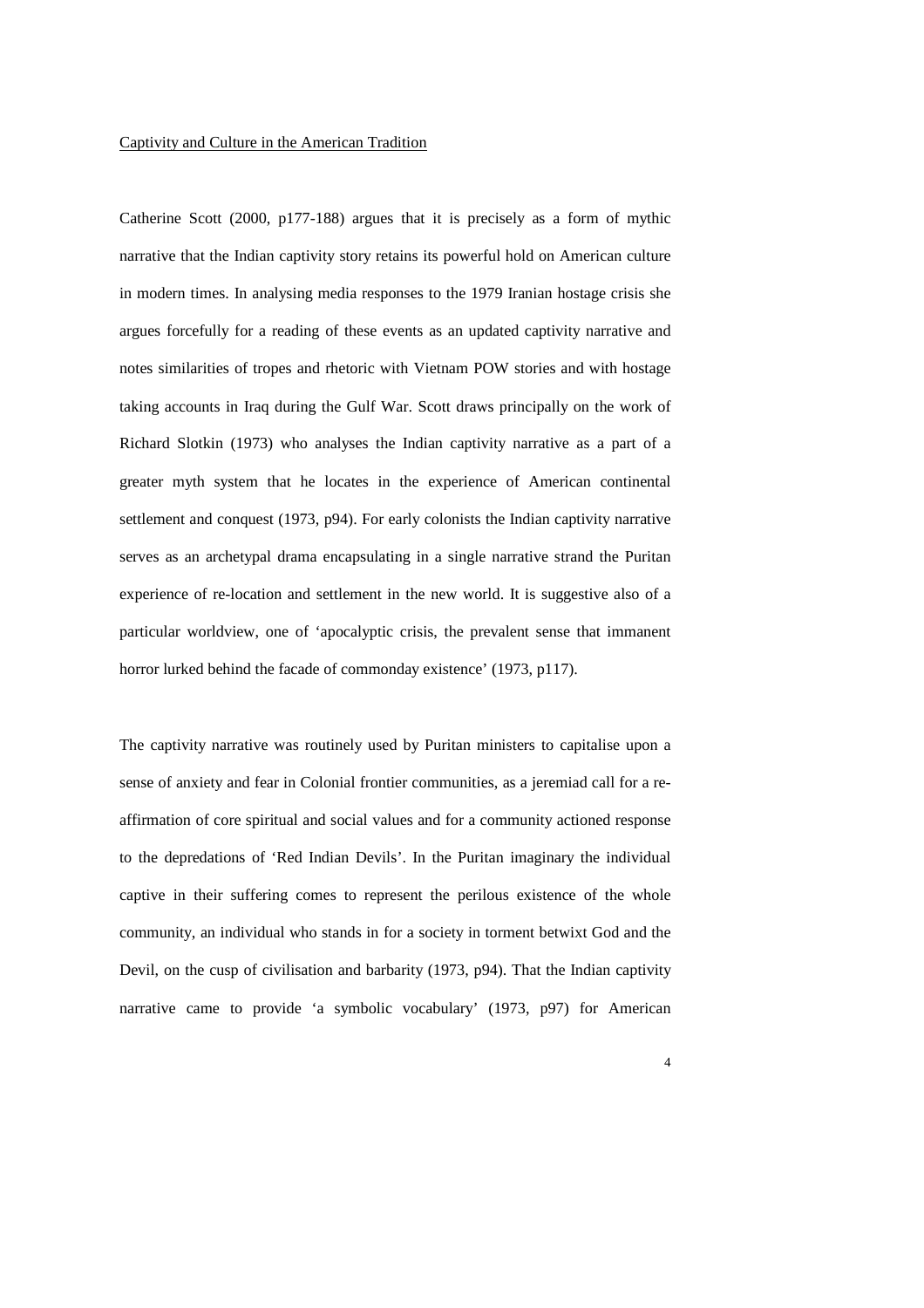Captivity and Culture in the American Tradition

Catherine Scott (2000, p177-188) argues that it is precisely as a form of mythic narrative that the Indian captivity story retains its powerful hold on American culture in modern times. In analysing media responses to the 1979 Iranian hostage crisis she argues forcefully for a reading of these events as an updated captivity narrative and notes similarities of tropes and rhetoric with Vietnam POW stories and with hostage taking accounts in Iraq during the Gulf War. Scott draws principally on the work of Richard Slotkin (1973) who analyses the Indian captivity narrative as a part of a greater myth system that he locates in the experience of American continental settlement and conquest (1973, p94). For early colonists the Indian captivity narrative serves as an archetypal drama encapsulating in a single narrative strand the Puritan experience of re-location and settlement in the new world. It is suggestive also of a particular worldview, one of 'apocalyptic crisis, the prevalent sense that immanent horror lurked behind the facade of commonday existence' (1973, p117).

The captivity narrative was routinely used by Puritan ministers to capitalise upon a sense of anxiety and fear in Colonial frontier communities, as a jeremiad call for a re-affirmation of core spiritual and social values and for a community actioned response to the depredations of 'Red Indian Devils'. In the Puritan imaginary the individual captive in their suffering comes to represent the perilous existence of the whole community, an individual who stands in for a society in torment betwixt God and the Devil, on the cusp of civilisation and barbarity (1973, p94). That the Indian captivity narrative came to provide 'a symbolic vocabulary' (1973, p97) for American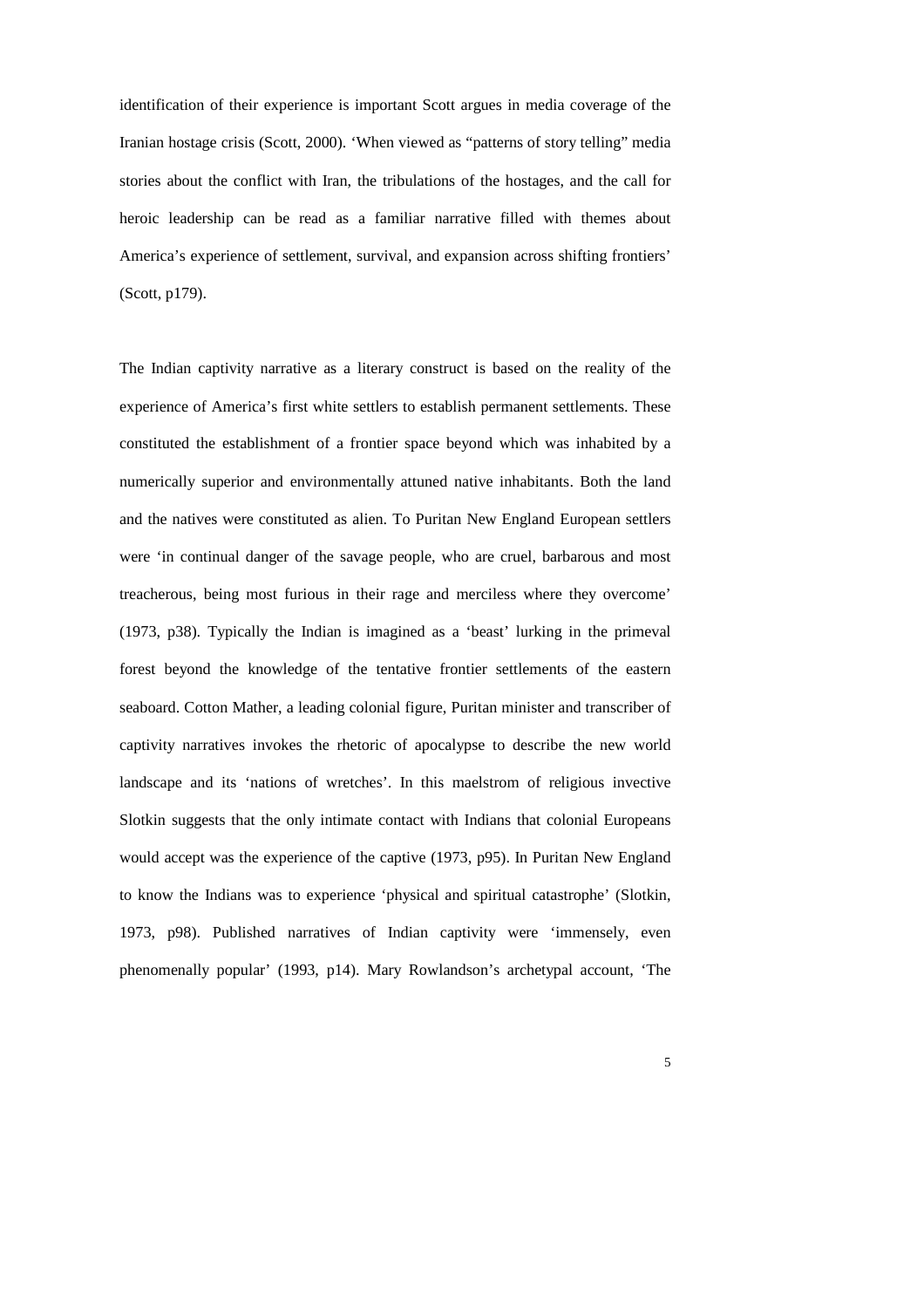identification of their experience is important Scott argues in media coverage of the Iranian hostage crisis (Scott, 2000). 'When viewed as "patterns of story telling" media stories about the conflict with Iran, the tribulations of the hostages, and the call for heroic leadership can be read as a familiar narrative filled with themes about America's experience of settlement, survival, and expansion across shifting frontiers' (Scott, p179).

The Indian captivity narrative as a literary construct is based on the reality of the experience of America's first white settlers to establish permanent settlements. These constituted the establishment of a frontier space beyond which was inhabited by a numerically superior and environmentally attuned native inhabitants. Both the land and the natives were constituted as alien. To Puritan New England European settlers were 'in continual danger of the savage people, who are cruel, barbarous and most treacherous, being most furious in their rage and merciless where they overcome' (1973, p38). Typically the Indian is imagined as a 'beast' lurking in the primeval forest beyond the knowledge of the tentative frontier settlements of the eastern seaboard. Cotton Mather, a leading colonial figure, Puritan minister and transcriber of captivity narratives invokes the rhetoric of apocalypse to describe the new world landscape and its 'nations of wretches'. In this maelstrom of religious invective Slotkin suggests that the only intimate contact with Indians that colonial Europeans would accept was the experience of the captive (1973, p95). In Puritan New England to know the Indians was to experience 'physical and spiritual catastrophe' (Slotkin, 1973, p98). Published narratives of Indian captivity were 'immensely, even phenomenally popular' (1993, p14). Mary Rowlandson's archetypal account, 'The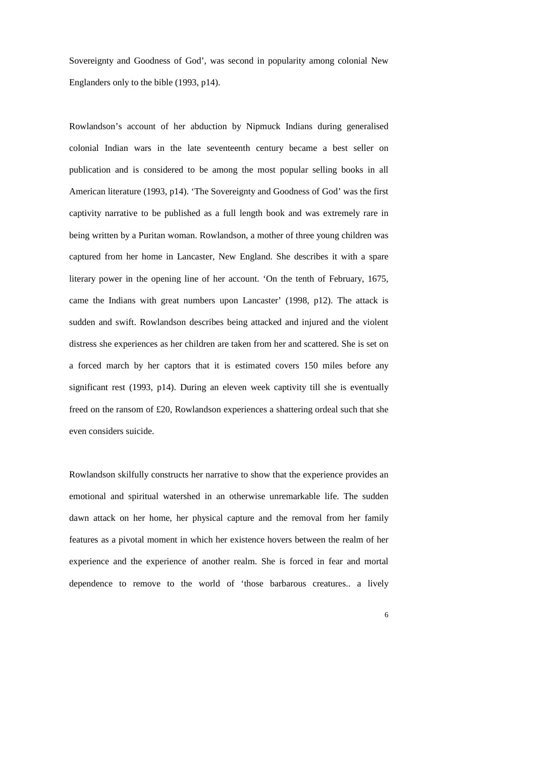Sovereignty and Goodness of God', was second in popularity among colonial New Englanders only to the bible (1993, p14).

Rowlandson's account of her abduction by Nipmuck Indians during generalised colonial Indian wars in the late seventeenth century became a best seller on publication and is considered to be among the most popular selling books in all American literature (1993, p14). 'The Sovereignty and Goodness of God' was the first captivity narrative to be published as a full length book and was extremely rare in being written by a Puritan woman. Rowlandson, a mother of three young children was captured from her home in Lancaster, New England. She describes it with a spare literary power in the opening line of her account. 'On the tenth of February, 1675, came the Indians with great numbers upon Lancaster' (1998, p12). The attack is sudden and swift. Rowlandson describes being attacked and injured and the violent distress she experiences as her children are taken from her and scattered. She is set on a forced march by her captors that it is estimated covers 150 miles before any significant rest (1993, p14). During an eleven week captivity till she is eventually freed on the ransom of £20, Rowlandson experiences a shattering ordeal such that she even considers suicide.

Rowlandson skilfully constructs her narrative to show that the experience provides an emotional and spiritual watershed in an otherwise unremarkable life. The sudden dawn attack on her home, her physical capture and the removal from her family features as a pivotal moment in which her existence hovers between the realm of her experience and the experience of another realm. She is forced in fear and mortal dependence to remove to the world of 'those barbarous creatures.. a lively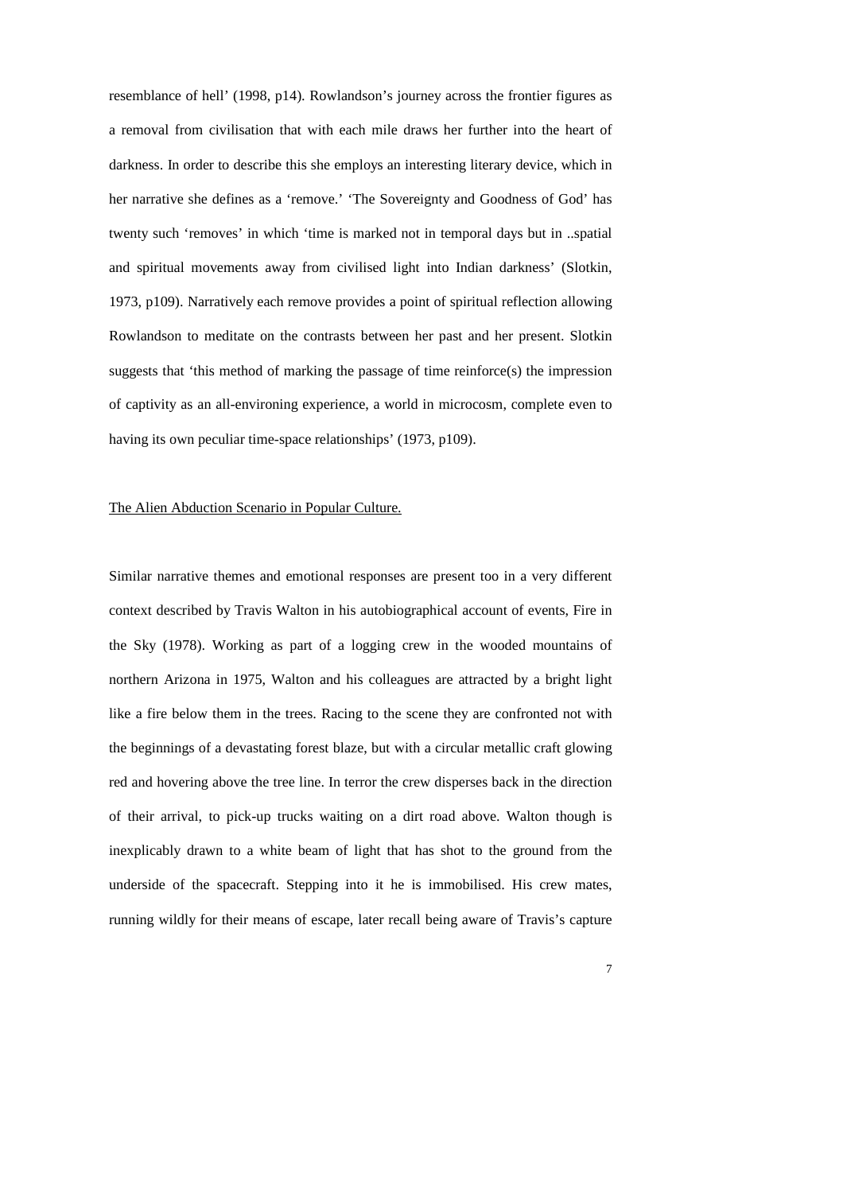resemblance of hell' (1998, p14). Rowlandson's journey across the frontier figures as a removal from civilisation that with each mile draws her further into the heart of darkness. In order to describe this she employs an interesting literary device, which in her narrative she defines as a 'remove.' 'The Sovereignty and Goodness of God' has twenty such 'removes' in which 'time is marked not in temporal days but in ..spatial and spiritual movements away from civilised light into Indian darkness' (Slotkin, 1973, p109). Narratively each remove provides a point of spiritual reflection allowing Rowlandson to meditate on the contrasts between her past and her present. Slotkin suggests that 'this method of marking the passage of time reinforce(s) the impression of captivity as an all-environing experience, a world in microcosm, complete even to having its own peculiar time-space relationships' (1973, p109).

## The Alien Abduction Scenario in Popular Culture.

Similar narrative themes and emotional responses are present too in a very different context described by Travis Walton in his autobiographical account of events, Fire in the Sky (1978). Working as part of a logging crew in the wooded mountains of northern Arizona in 1975, Walton and his colleagues are attracted by a bright light like a fire below them in the trees. Racing to the scene they are confronted not with the beginnings of a devastating forest blaze, but with a circular metallic craft glowing red and hovering above the tree line. In terror the crew disperses back in the direction of their arrival, to pick-up trucks waiting on a dirt road above. Walton though is inexplicably drawn to a white beam of light that has shot to the ground from the underside of the spacecraft. Stepping into it he is immobilised. His crew mates, running wildly for their means of escape, later recall being aware of Travis's capture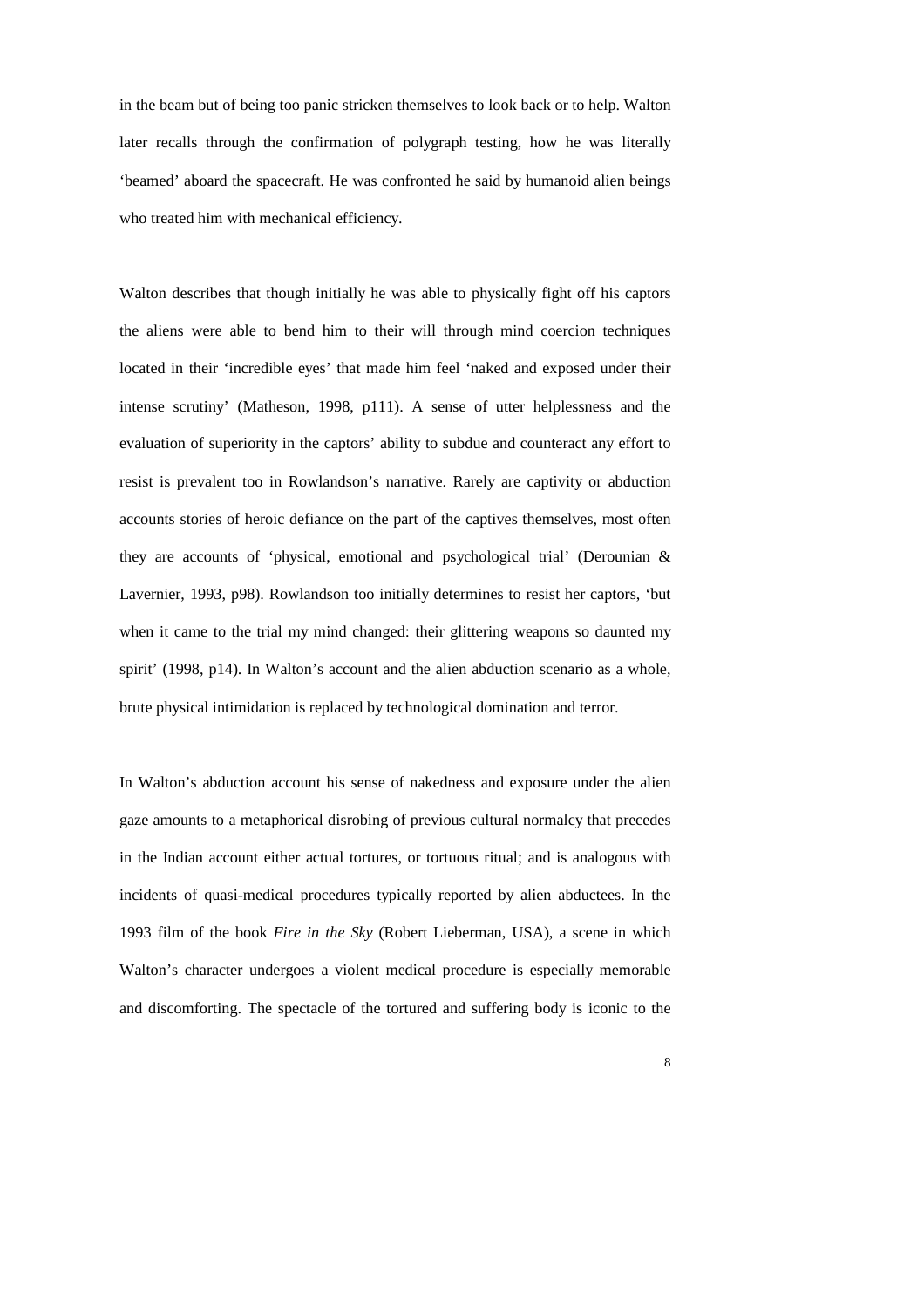in the beam but of being too panic stricken themselves to look back or to help. Walton later recalls through the confirmation of polygraph testing, how he was literally 'beamed' aboard the spacecraft. He was confronted he said by humanoid alien beings who treated him with mechanical efficiency.

Walton describes that though initially he was able to physically fight off his captors the aliens were able to bend him to their will through mind coercion techniques located in their 'incredible eyes' that made him feel 'naked and exposed under their intense scrutiny' (Matheson, 1998, p111). A sense of utter helplessness and the evaluation of superiority in the captors' ability to subdue and counteract any effort to resist is prevalent too in Rowlandson's narrative. Rarely are captivity or abduction accounts stories of heroic defiance on the part of the captives themselves, most often they are accounts of 'physical, emotional and psychological trial' (Derounian & Lavernier, 1993, p98). Rowlandson too initially determines to resist her captors, 'but when it came to the trial my mind changed: their glittering weapons so daunted my spirit' (1998, p14). In Walton's account and the alien abduction scenario as a whole, brute physical intimidation is replaced by technological domination and terror.

In Walton's abduction account his sense of nakedness and exposure under the alien gaze amounts to a metaphorical disrobing of previous cultural normalcy that precedes in the Indian account either actual tortures, or tortuous ritual; and is analogous with incidents of quasi-medical procedures typically reported by alien abductees. In the 1993 film of the book *Fire in the Sky* (Robert Lieberman, USA), a scene in which Walton's character undergoes a violent medical procedure is especially memorable and discomforting. The spectacle of the tortured and suffering body is iconic to the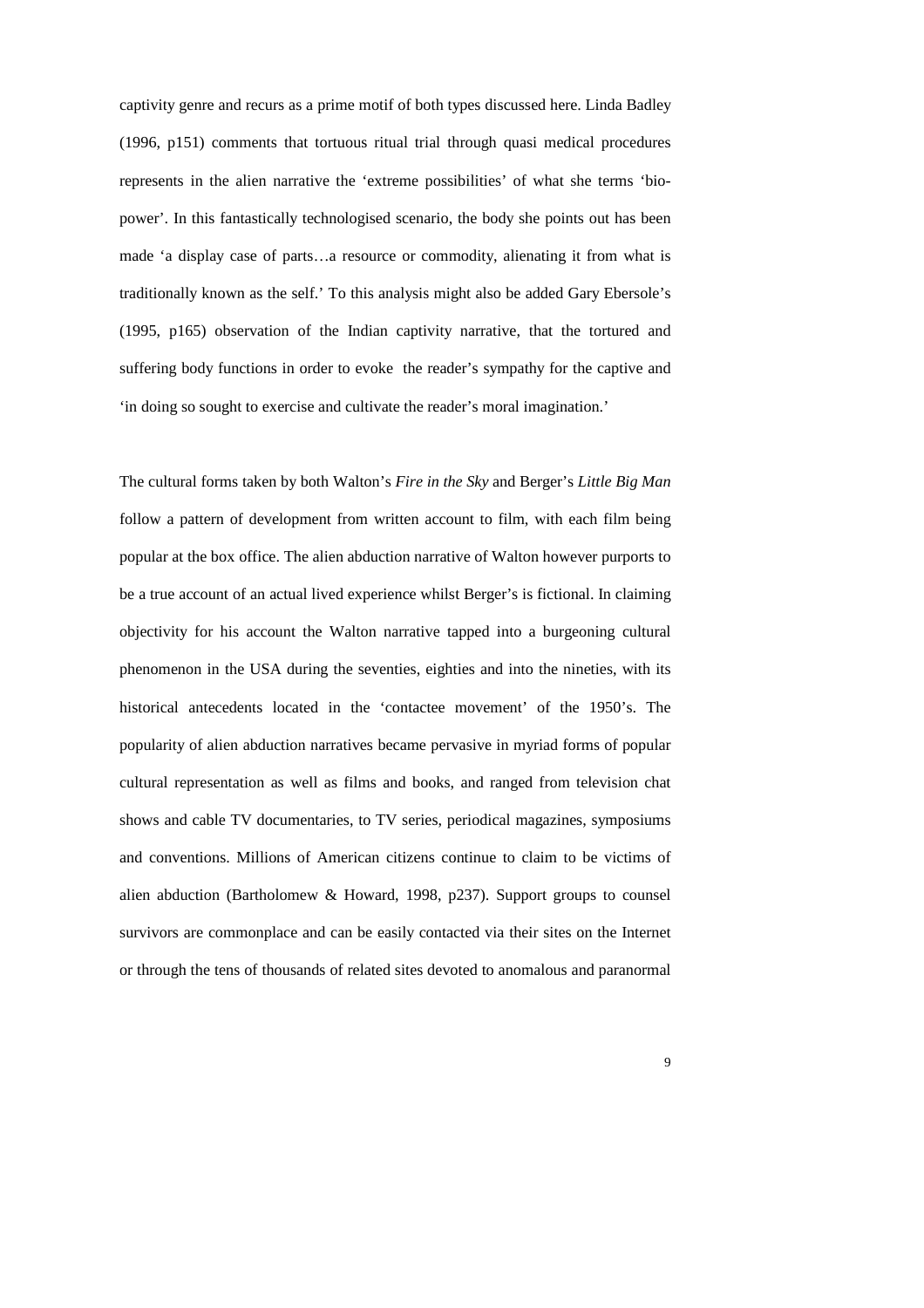captivity genre and recurs as a prime motif of both types discussed here. Linda Badley (1996, p151) comments that tortuous ritual trial through quasi medical procedures represents in the alien narrative the 'extreme possibilities' of what she terms 'bio-power'. In this fantastically technologised scenario, the body she points out has been made 'a display case of parts…a resource or commodity, alienating it from what is traditionally known as the self.' To this analysis might also be added Gary Ebersole's (1995, p165) observation of the Indian captivity narrative, that the tortured and suffering body functions in order to evoke the reader's sympathy for the captive and 'in doing so sought to exercise and cultivate the reader's moral imagination.'

The cultural forms taken by both Walton's *Fire in the Sky* and Berger's *Little Big Man* follow a pattern of development from written account to film, with each film being popular at the box office. The alien abduction narrative of Walton however purports to be a true account of an actual lived experience whilst Berger's is fictional. In claiming objectivity for his account the Walton narrative tapped into a burgeoning cultural phenomenon in the USA during the seventies, eighties and into the nineties, with its historical antecedents located in the 'contactee movement' of the 1950's. The popularity of alien abduction narratives became pervasive in myriad forms of popular cultural representation as well as films and books, and ranged from television chat shows and cable TV documentaries, to TV series, periodical magazines, symposiums and conventions. Millions of American citizens continue to claim to be victims of alien abduction (Bartholomew & Howard, 1998, p237). Support groups to counsel survivors are commonplace and can be easily contacted via their sites on the Internet or through the tens of thousands of related sites devoted to anomalous and paranormal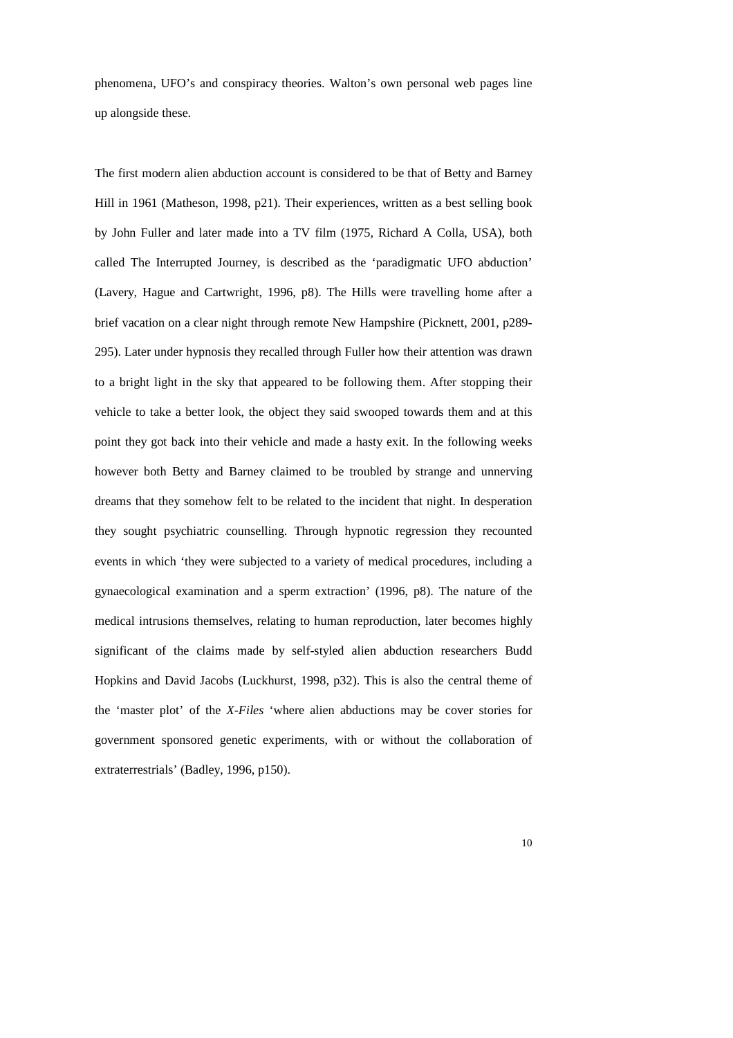phenomena, UFO's and conspiracy theories. Walton's own personal web pages line up alongside these.

The first modern alien abduction account is considered to be that of Betty and Barney Hill in 1961 (Matheson, 1998, p21). Their experiences, written as a best selling book by John Fuller and later made into a TV film (1975, Richard A Colla, USA), both called The Interrupted Journey, is described as the 'paradigmatic UFO abduction' (Lavery, Hague and Cartwright, 1996, p8). The Hills were travelling home after a brief vacation on a clear night through remote New Hampshire (Picknett, 2001, p289-295). Later under hypnosis they recalled through Fuller how their attention was drawn to a bright light in the sky that appeared to be following them. After stopping their vehicle to take a better look, the object they said swooped towards them and at this point they got back into their vehicle and made a hasty exit. In the following weeks however both Betty and Barney claimed to be troubled by strange and unnerving dreams that they somehow felt to be related to the incident that night. In desperation they sought psychiatric counselling. Through hypnotic regression they recounted events in which 'they were subjected to a variety of medical procedures, including a gynaecological examination and a sperm extraction' (1996, p8). The nature of the medical intrusions themselves, relating to human reproduction, later becomes highly significant of the claims made by self-styled alien abduction researchers Budd Hopkins and David Jacobs (Luckhurst, 1998, p32). This is also the central theme of the 'master plot' of the *X-Files* 'where alien abductions may be cover stories for government sponsored genetic experiments, with or without the collaboration of extraterrestrials' (Badley, 1996, p150).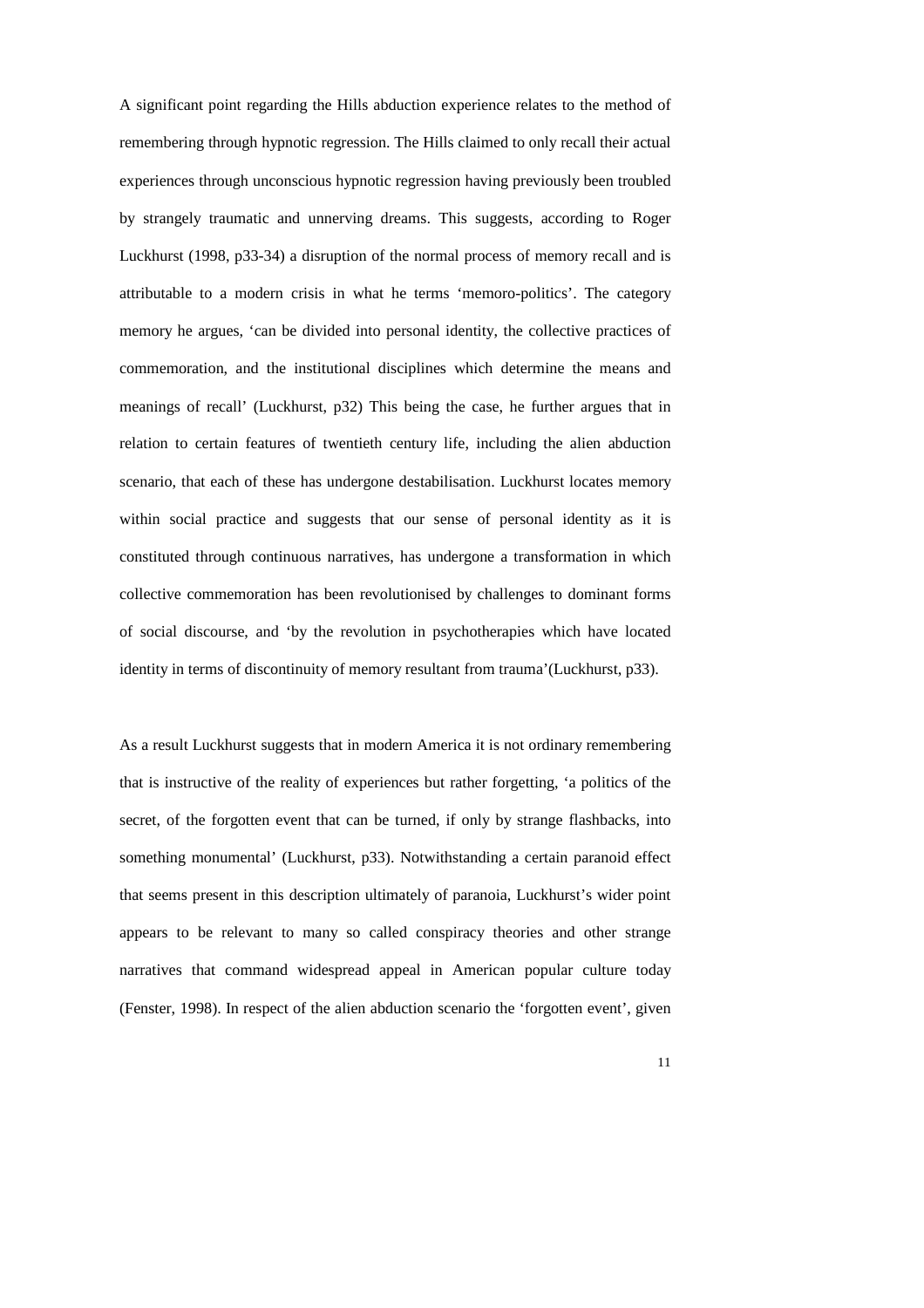A significant point regarding the Hills abduction experience relates to the method of remembering through hypnotic regression. The Hills claimed to only recall their actual experiences through unconscious hypnotic regression having previously been troubled by strangely traumatic and unnerving dreams. This suggests, according to Roger Luckhurst (1998, p33-34) a disruption of the normal process of memory recall and is attributable to a modern crisis in what he terms 'memoro-politics'. The category memory he argues, 'can be divided into personal identity, the collective practices of commemoration, and the institutional disciplines which determine the means and meanings of recall' (Luckhurst, p32) This being the case, he further argues that in relation to certain features of twentieth century life, including the alien abduction scenario, that each of these has undergone destabilisation. Luckhurst locates memory within social practice and suggests that our sense of personal identity as it is constituted through continuous narratives, has undergone a transformation in which collective commemoration has been revolutionised by challenges to dominant forms of social discourse, and 'by the revolution in psychotherapies which have located identity in terms of discontinuity of memory resultant from trauma'(Luckhurst, p33).

As a result Luckhurst suggests that in modern America it is not ordinary remembering that is instructive of the reality of experiences but rather forgetting, 'a politics of the secret, of the forgotten event that can be turned, if only by strange flashbacks, into something monumental' (Luckhurst, p33). Notwithstanding a certain paranoid effect that seems present in this description ultimately of paranoia, Luckhurst's wider point appears to be relevant to many so called conspiracy theories and other strange narratives that command widespread appeal in American popular culture today (Fenster, 1998). In respect of the alien abduction scenario the 'forgotten event', given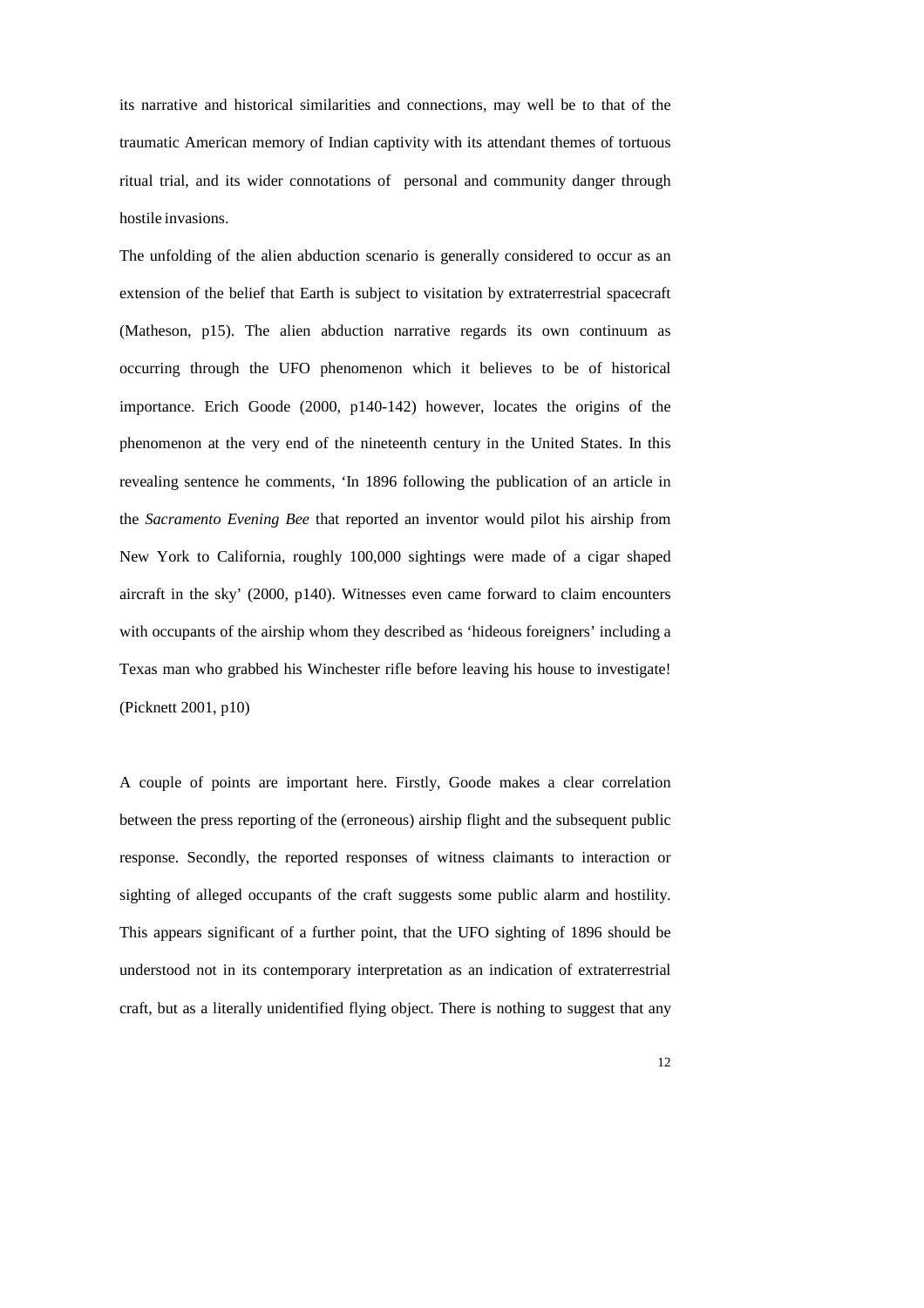its narrative and historical similarities and connections, may well be to that of the traumatic American memory of Indian captivity with its attendant themes of tortuous ritual trial, and its wider connotations of personal and community danger through hostile invasions.

The unfolding of the alien abduction scenario is generally considered to occur as an extension of the belief that Earth is subject to visitation by extraterrestrial spacecraft (Matheson, p15). The alien abduction narrative regards its own continuum as occurring through the UFO phenomenon which it believes to be of historical importance. Erich Goode (2000, p140-142) however, locates the origins of the phenomenon at the very end of the nineteenth century in the United States. In this revealing sentence he comments, 'In 1896 following the publication of an article in the *Sacramento Evening Bee* that reported an inventor would pilot his airship from New York to California, roughly 100,000 sightings were made of a cigar shaped aircraft in the sky' (2000, p140). Witnesses even came forward to claim encounters with occupants of the airship whom they described as 'hideous foreigners' including a Texas man who grabbed his Winchester rifle before leaving his house to investigate! (Picknett 2001, p10)

A couple of points are important here. Firstly, Goode makes a clear correlation between the press reporting of the (erroneous) airship flight and the subsequent public response. Secondly, the reported responses of witness claimants to interaction or sighting of alleged occupants of the craft suggests some public alarm and hostility. This appears significant of a further point, that the UFO sighting of 1896 should be understood not in its contemporary interpretation as an indication of extraterrestrial craft, but as a literally unidentified flying object. There is nothing to suggest that any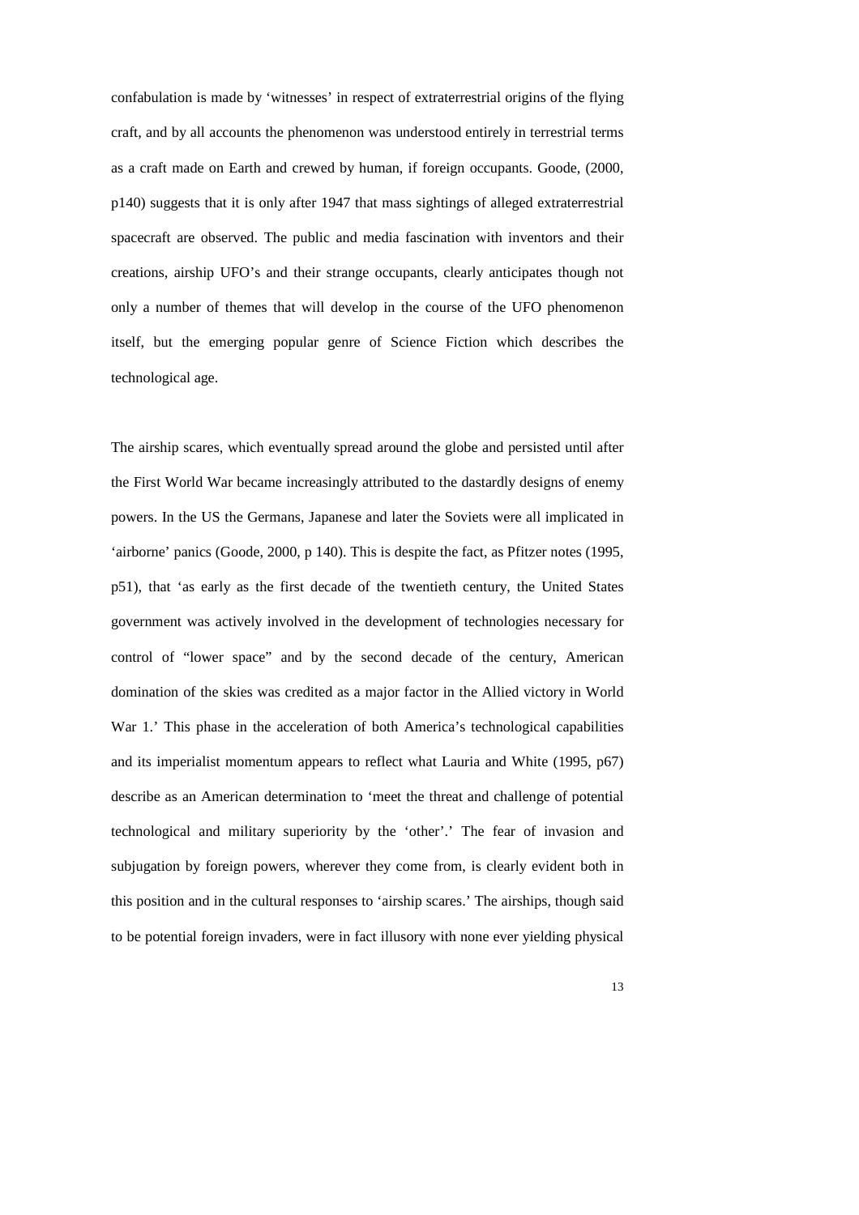confabulation is made by 'witnesses' in respect of extraterrestrial origins of the flying craft, and by all accounts the phenomenon was understood entirely in terrestrial terms as a craft made on Earth and crewed by human, if foreign occupants. Goode, (2000, p140) suggests that it is only after 1947 that mass sightings of alleged extraterrestrial spacecraft are observed. The public and media fascination with inventors and their creations, airship UFO's and their strange occupants, clearly anticipates though not only a number of themes that will develop in the course of the UFO phenomenon itself, but the emerging popular genre of Science Fiction which describes the technological age.

The airship scares, which eventually spread around the globe and persisted until after the First World War became increasingly attributed to the dastardly designs of enemy powers. In the US the Germans, Japanese and later the Soviets were all implicated in 'airborne' panics (Goode, 2000, p 140). This is despite the fact, as Pfitzer notes (1995, p51), that 'as early as the first decade of the twentieth century, the United States government was actively involved in the development of technologies necessary for control of "lower space" and by the second decade of the century, American domination of the skies was credited as a major factor in the Allied victory in World War 1.' This phase in the acceleration of both America's technological capabilities and its imperialist momentum appears to reflect what Lauria and White (1995, p67) describe as an American determination to 'meet the threat and challenge of potential technological and military superiority by the 'other'.' The fear of invasion and subjugation by foreign powers, wherever they come from, is clearly evident both in this position and in the cultural responses to 'airship scares.' The airships, though said to be potential foreign invaders, were in fact illusory with none ever yielding physical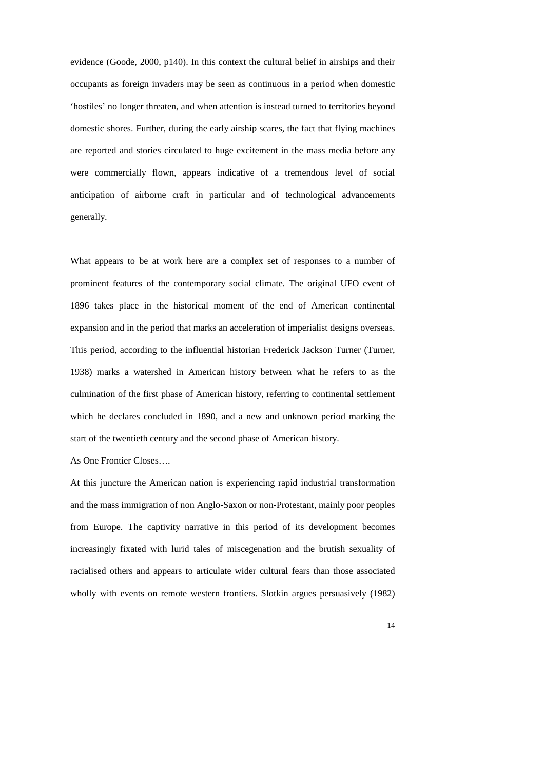evidence (Goode, 2000, p140). In this context the cultural belief in airships and their occupants as foreign invaders may be seen as continuous in a period when domestic 'hostiles' no longer threaten, and when attention is instead turned to territories beyond domestic shores. Further, during the early airship scares, the fact that flying machines are reported and stories circulated to huge excitement in the mass media before any were commercially flown, appears indicative of a tremendous level of social anticipation of airborne craft in particular and of technological advancements generally.

What appears to be at work here are a complex set of responses to a number of prominent features of the contemporary social climate. The original UFO event of 1896 takes place in the historical moment of the end of American continental expansion and in the period that marks an acceleration of imperialist designs overseas. This period, according to the influential historian Frederick Jackson Turner (Turner, 1938) marks a watershed in American history between what he refers to as the culmination of the first phase of American history, referring to continental settlement which he declares concluded in 1890, and a new and unknown period marking the start of the twentieth century and the second phase of American history.

<u>As One Frontier Closes….</u>

At this juncture the American nation is experiencing rapid industrial transformation and the mass immigration of non Anglo-Saxon or non-Protestant, mainly poor peoples from Europe. The captivity narrative in this period of its development becomes increasingly fixated with lurid tales of miscegenation and the brutish sexuality of racialised others and appears to articulate wider cultural fears than those associated wholly with events on remote western frontiers. Slotkin argues persuasively (1982)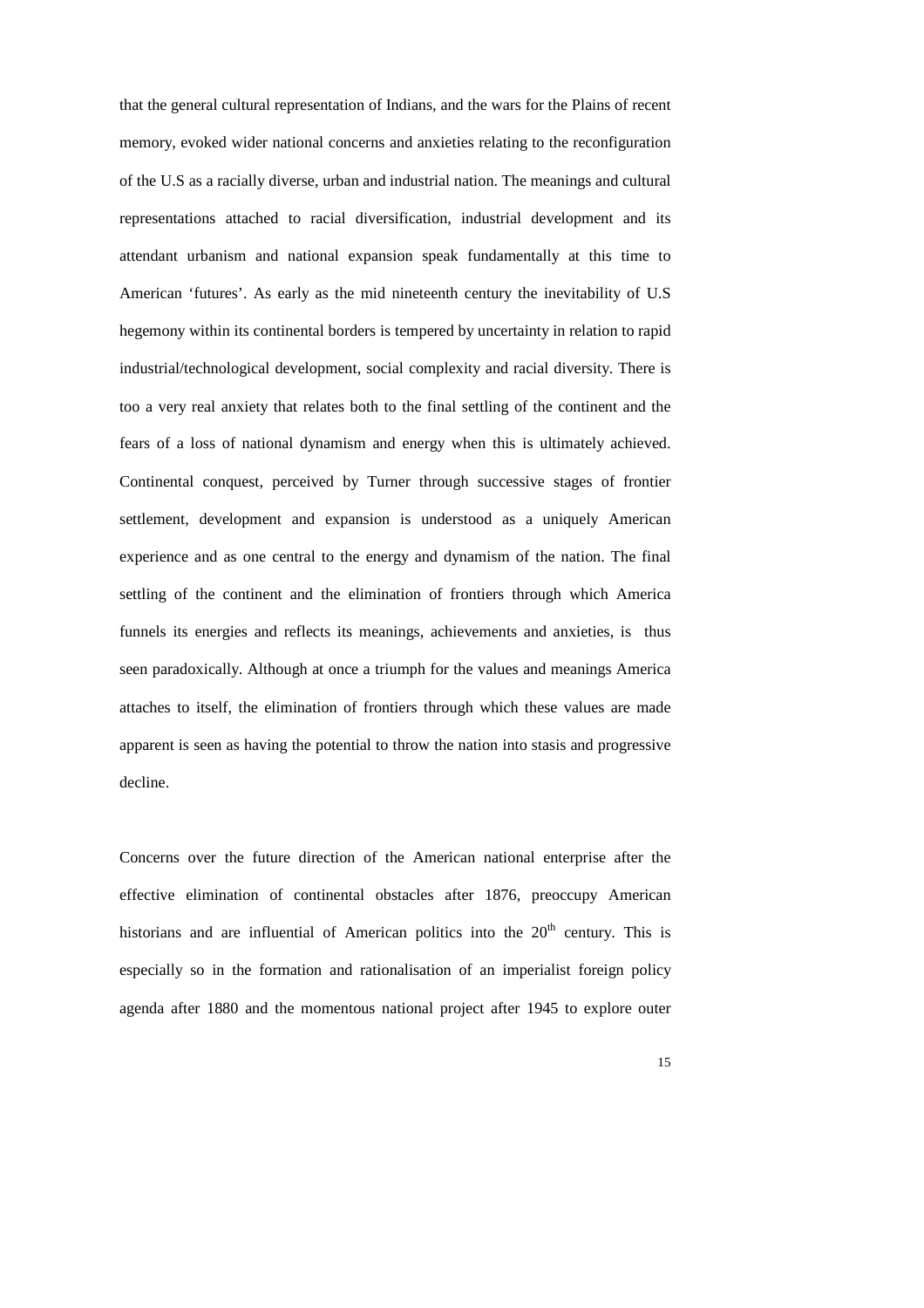that the general cultural representation of Indians, and the wars for the Plains of recent memory, evoked wider national concerns and anxieties relating to the reconfiguration of the U.S as a racially diverse, urban and industrial nation. The meanings and cultural representations attached to racial diversification, industrial development and its attendant urbanism and national expansion speak fundamentally at this time to American 'futures'. As early as the mid nineteenth century the inevitability of U.S hegemony within its continental borders is tempered by uncertainty in relation to rapid industrial/technological development, social complexity and racial diversity. There is too a very real anxiety that relates both to the final settling of the continent and the fears of a loss of national dynamism and energy when this is ultimately achieved. Continental conquest, perceived by Turner through successive stages of frontier settlement, development and expansion is understood as a uniquely American experience and as one central to the energy and dynamism of the nation. The final settling of the continent and the elimination of frontiers through which America funnels its energies and reflects its meanings, achievements and anxieties, is thus seen paradoxically. Although at once a triumph for the values and meanings America attaches to itself, the elimination of frontiers through which these values are made apparent is seen as having the potential to throw the nation into stasis and progressive decline.

Concerns over the future direction of the American national enterprise after the effective elimination of continental obstacles after 1876, preoccupy American historians and are influential of American politics into the 20th century. This is especially so in the formation and rationalisation of an imperialist foreign policy agenda after 1880 and the momentous national project after 1945 to explore outer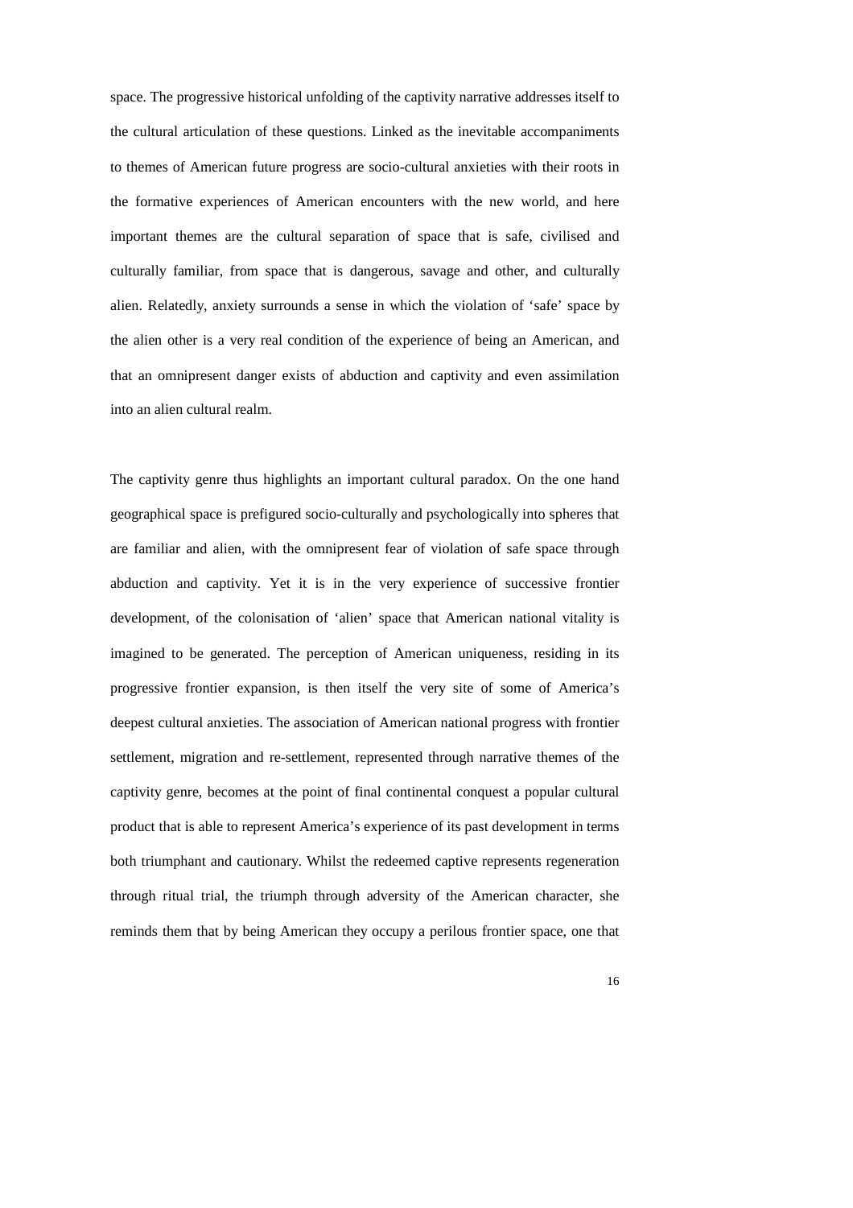space. The progressive historical unfolding of the captivity narrative addresses itself to the cultural articulation of these questions. Linked as the inevitable accompaniments to themes of American future progress are socio-cultural anxieties with their roots in the formative experiences of American encounters with the new world, and here important themes are the cultural separation of space that is safe, civilised and culturally familiar, from space that is dangerous, savage and other, and culturally alien. Relatedly, anxiety surrounds a sense in which the violation of 'safe' space by the alien other is a very real condition of the experience of being an American, and that an omnipresent danger exists of abduction and captivity and even assimilation into an alien cultural realm.

The captivity genre thus highlights an important cultural paradox. On the one hand geographical space is prefigured socio-culturally and psychologically into spheres that are familiar and alien, with the omnipresent fear of violation of safe space through abduction and captivity. Yet it is in the very experience of successive frontier development, of the colonisation of 'alien' space that American national vitality is imagined to be generated. The perception of American uniqueness, residing in its progressive frontier expansion, is then itself the very site of some of America's deepest cultural anxieties. The association of American national progress with frontier settlement, migration and re-settlement, represented through narrative themes of the captivity genre, becomes at the point of final continental conquest a popular cultural product that is able to represent America's experience of its past development in terms both triumphant and cautionary. Whilst the redeemed captive represents regeneration through ritual trial, the triumph through adversity of the American character, she reminds them that by being American they occupy a perilous frontier space, one that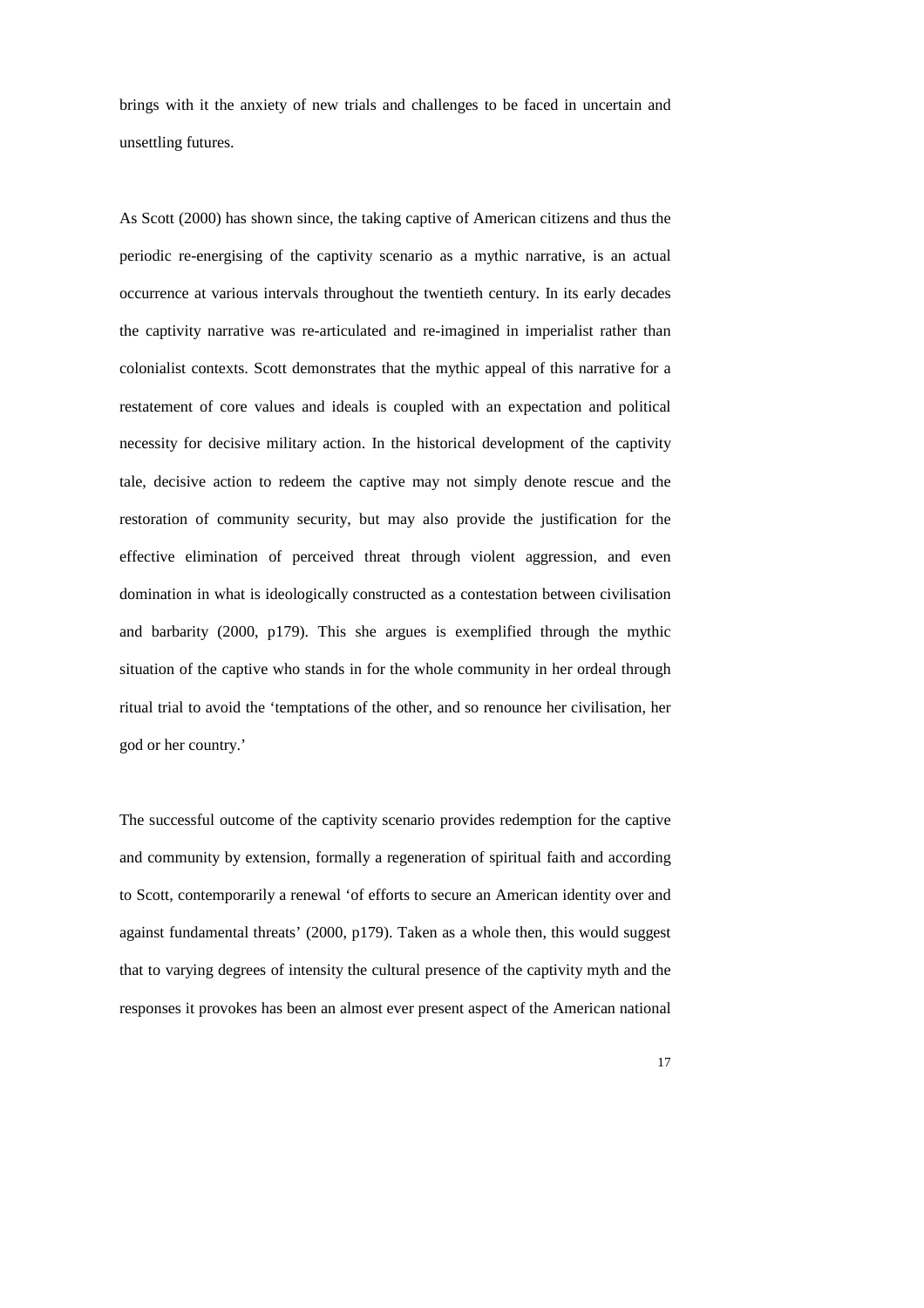brings with it the anxiety of new trials and challenges to be faced in uncertain and unsettling futures.

As Scott (2000) has shown since, the taking captive of American citizens and thus the periodic re-energising of the captivity scenario as a mythic narrative, is an actual occurrence at various intervals throughout the twentieth century. In its early decades the captivity narrative was re-articulated and re-imagined in imperialist rather than colonialist contexts. Scott demonstrates that the mythic appeal of this narrative for a restatement of core values and ideals is coupled with an expectation and political necessity for decisive military action. In the historical development of the captivity tale, decisive action to redeem the captive may not simply denote rescue and the restoration of community security, but may also provide the justification for the effective elimination of perceived threat through violent aggression, and even domination in what is ideologically constructed as a contestation between civilisation and barbarity (2000, p179). This she argues is exemplified through the mythic situation of the captive who stands in for the whole community in her ordeal through ritual trial to avoid the 'temptations of the other, and so renounce her civilisation, her god or her country.'

The successful outcome of the captivity scenario provides redemption for the captive and community by extension, formally a regeneration of spiritual faith and according to Scott, contemporarily a renewal 'of efforts to secure an American identity over and against fundamental threats' (2000, p179). Taken as a whole then, this would suggest that to varying degrees of intensity the cultural presence of the captivity myth and the responses it provokes has been an almost ever present aspect of the American national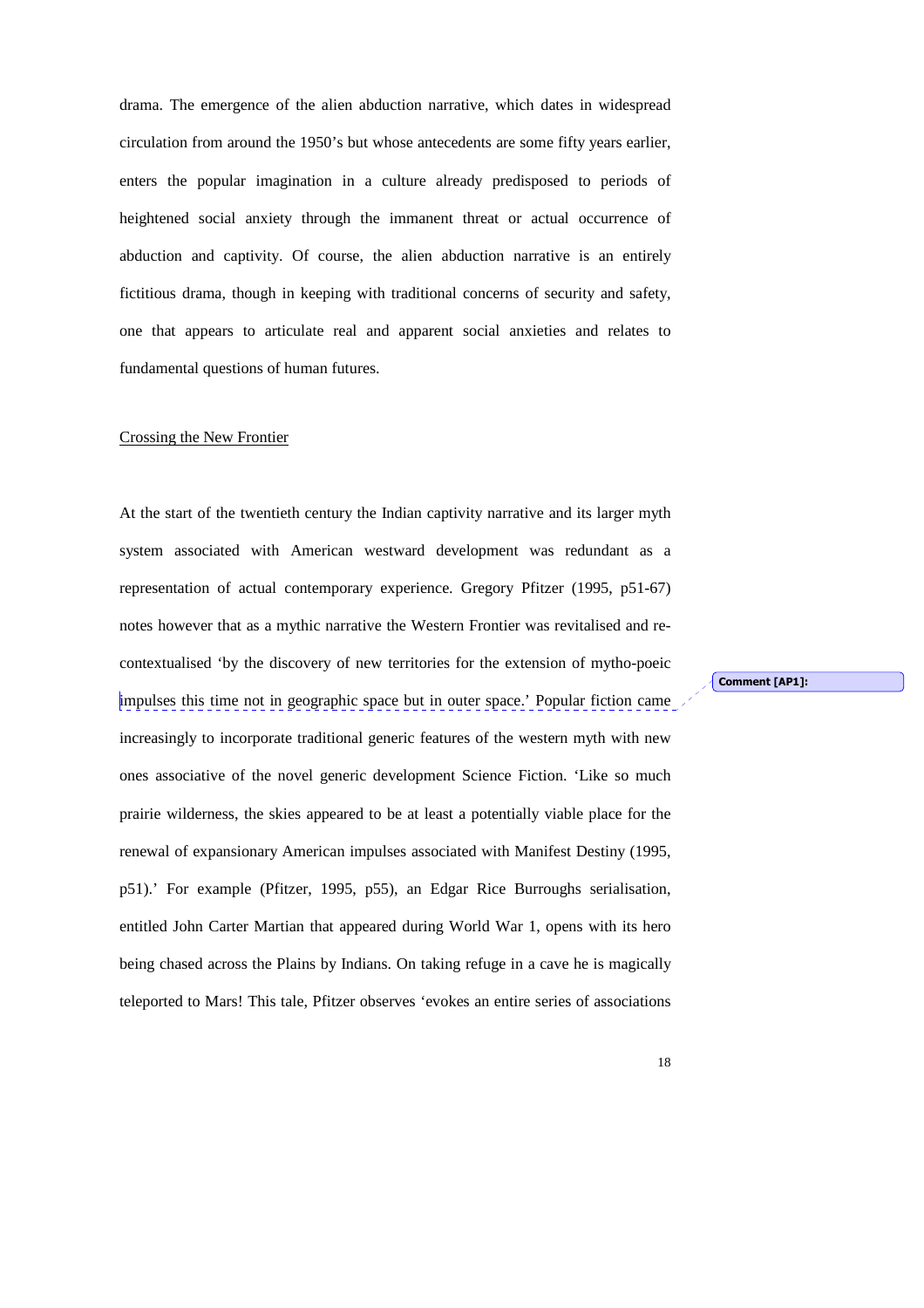drama. The emergence of the alien abduction narrative, which dates in widespread circulation from around the 1950's but whose antecedents are some fifty years earlier, enters the popular imagination in a culture already predisposed to periods of heightened social anxiety through the immanent threat or actual occurrence of abduction and captivity. Of course, the alien abduction narrative is an entirely fictitious drama, though in keeping with traditional concerns of security and safety, one that appears to articulate real and apparent social anxieties and relates to fundamental questions of human futures.

Crossing the New Frontier

At the start of the twentieth century the Indian captivity narrative and its larger myth system associated with American westward development was redundant as a representation of actual contemporary experience. Gregory Pfitzer (1995, p51-67) notes however that as a mythic narrative the Western Frontier was revitalised and re-contextualised 'by the discovery of new territories for the extension of mytho-poeic impulses this time not in geographic space but in outer space.' Popular fiction came increasingly to incorporate traditional generic features of the western myth with new ones associative of the novel generic development Science Fiction. 'Like so much prairie wilderness, the skies appeared to be at least a potentially viable place for the renewal of expansionary American impulses associated with Manifest Destiny (1995, p51).' For example (Pfitzer, 1995, p55), an Edgar Rice Burroughs serialisation, entitled John Carter Martian that appeared during World War 1, opens with its hero being chased across the Plains by Indians. On taking refuge in a cave he is magically teleported to Mars! This tale, Pfitzer observes 'evokes an entire series of associations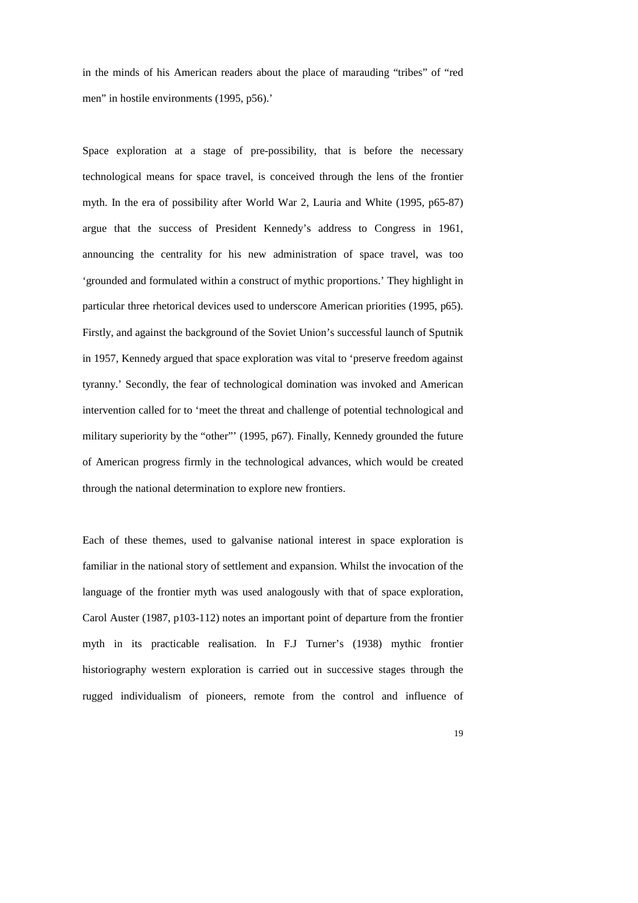in the minds of his American readers about the place of marauding "tribes" of "red men" in hostile environments (1995, p56).'

Space exploration at a stage of pre-possibility, that is before the necessary technological means for space travel, is conceived through the lens of the frontier myth. In the era of possibility after World War 2, Lauria and White (1995, p65-87) argue that the success of President Kennedy's address to Congress in 1961, announcing the centrality for his new administration of space travel, was too 'grounded and formulated within a construct of mythic proportions.' They highlight in particular three rhetorical devices used to underscore American priorities (1995, p65). Firstly, and against the background of the Soviet Union's successful launch of Sputnik in 1957, Kennedy argued that space exploration was vital to 'preserve freedom against tyranny.' Secondly, the fear of technological domination was invoked and American intervention called for to 'meet the threat and challenge of potential technological and military superiority by the "other"' (1995, p67). Finally, Kennedy grounded the future of American progress firmly in the technological advances, which would be created through the national determination to explore new frontiers.

Each of these themes, used to galvanise national interest in space exploration is familiar in the national story of settlement and expansion. Whilst the invocation of the language of the frontier myth was used analogously with that of space exploration, Carol Auster (1987, p103-112) notes an important point of departure from the frontier myth in its practicable realisation. In F.J Turner's (1938) mythic frontier historiography western exploration is carried out in successive stages through the rugged individualism of pioneers, remote from the control and influence of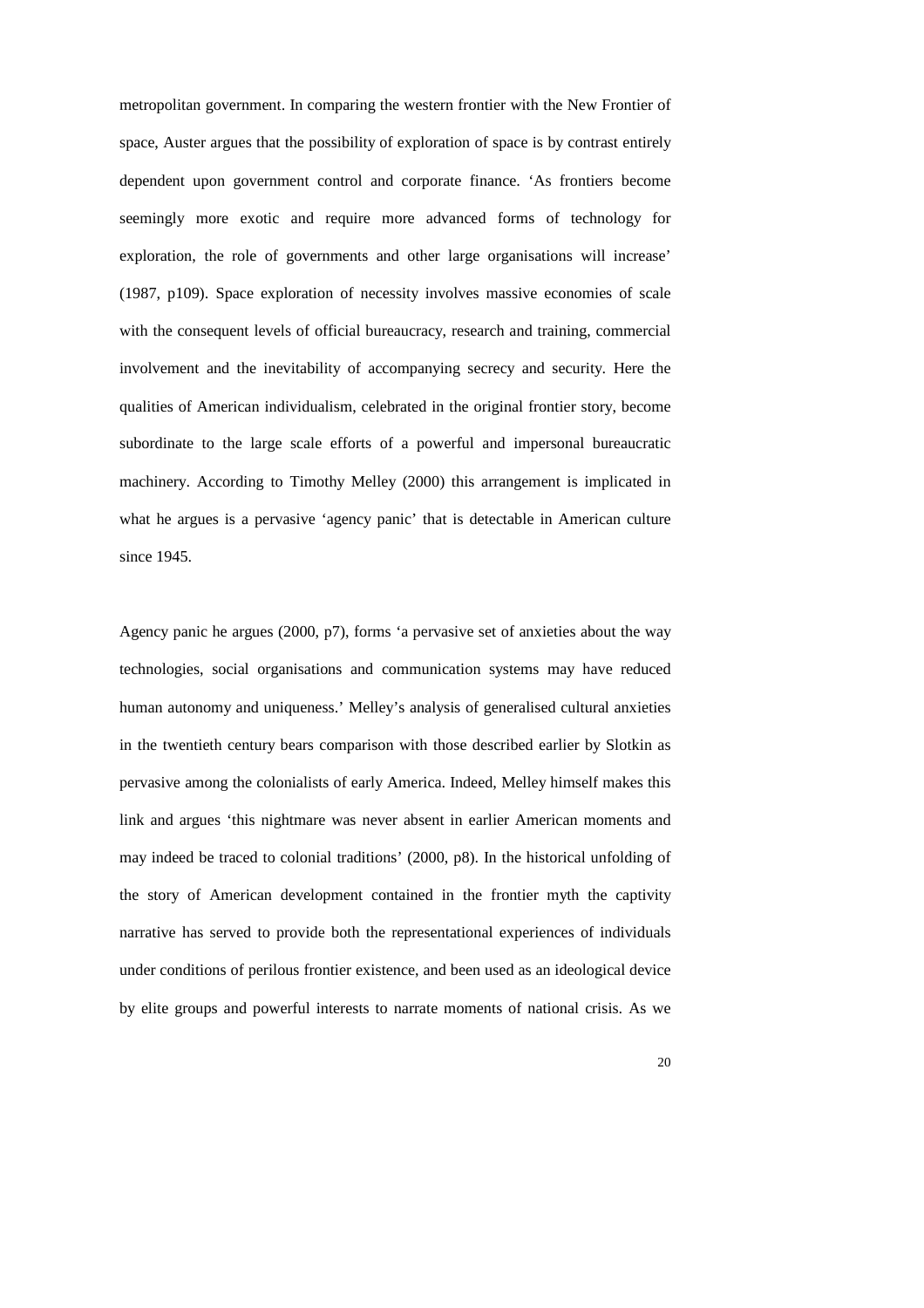metropolitan government. In comparing the western frontier with the New Frontier of space, Auster argues that the possibility of exploration of space is by contrast entirely dependent upon government control and corporate finance. 'As frontiers become seemingly more exotic and require more advanced forms of technology for exploration, the role of governments and other large organisations will increase' (1987, p109). Space exploration of necessity involves massive economies of scale with the consequent levels of official bureaucracy, research and training, commercial involvement and the inevitability of accompanying secrecy and security. Here the qualities of American individualism, celebrated in the original frontier story, become subordinate to the large scale efforts of a powerful and impersonal bureaucratic machinery. According to Timothy Melley (2000) this arrangement is implicated in what he argues is a pervasive 'agency panic' that is detectable in American culture since 1945.

Agency panic he argues (2000, p7), forms 'a pervasive set of anxieties about the way technologies, social organisations and communication systems may have reduced human autonomy and uniqueness.' Melley's analysis of generalised cultural anxieties in the twentieth century bears comparison with those described earlier by Slotkin as pervasive among the colonialists of early America. Indeed, Melley himself makes this link and argues 'this nightmare was never absent in earlier American moments and may indeed be traced to colonial traditions' (2000, p8). In the historical unfolding of the story of American development contained in the frontier myth the captivity narrative has served to provide both the representational experiences of individuals under conditions of perilous frontier existence, and been used as an ideological device by elite groups and powerful interests to narrate moments of national crisis. As we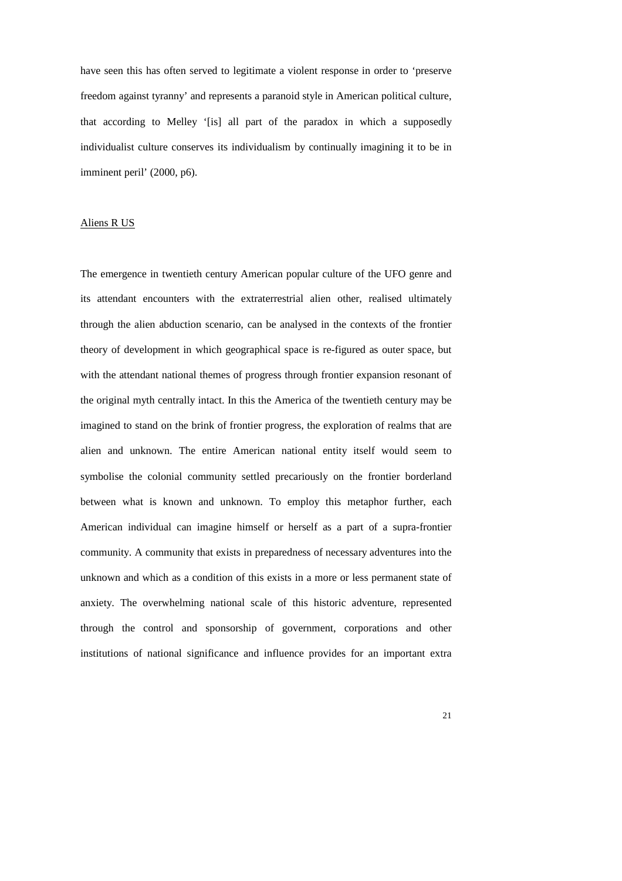have seen this has often served to legitimate a violent response in order to 'preserve freedom against tyranny' and represents a paranoid style in American political culture, that according to Melley '[is] all part of the paradox in which a supposedly individualist culture conserves its individualism by continually imagining it to be in imminent peril' (2000, p6).

## Aliens R US

The emergence in twentieth century American popular culture of the UFO genre and its attendant encounters with the extraterrestrial alien other, realised ultimately through the alien abduction scenario, can be analysed in the contexts of the frontier theory of development in which geographical space is re-figured as outer space, but with the attendant national themes of progress through frontier expansion resonant of the original myth centrally intact. In this the America of the twentieth century may be imagined to stand on the brink of frontier progress, the exploration of realms that are alien and unknown. The entire American national entity itself would seem to symbolise the colonial community settled precariously on the frontier borderland between what is known and unknown. To employ this metaphor further, each American individual can imagine himself or herself as a part of a supra-frontier community. A community that exists in preparedness of necessary adventures into the unknown and which as a condition of this exists in a more or less permanent state of anxiety. The overwhelming national scale of this historic adventure, represented through the control and sponsorship of government, corporations and other institutions of national significance and influence provides for an important extra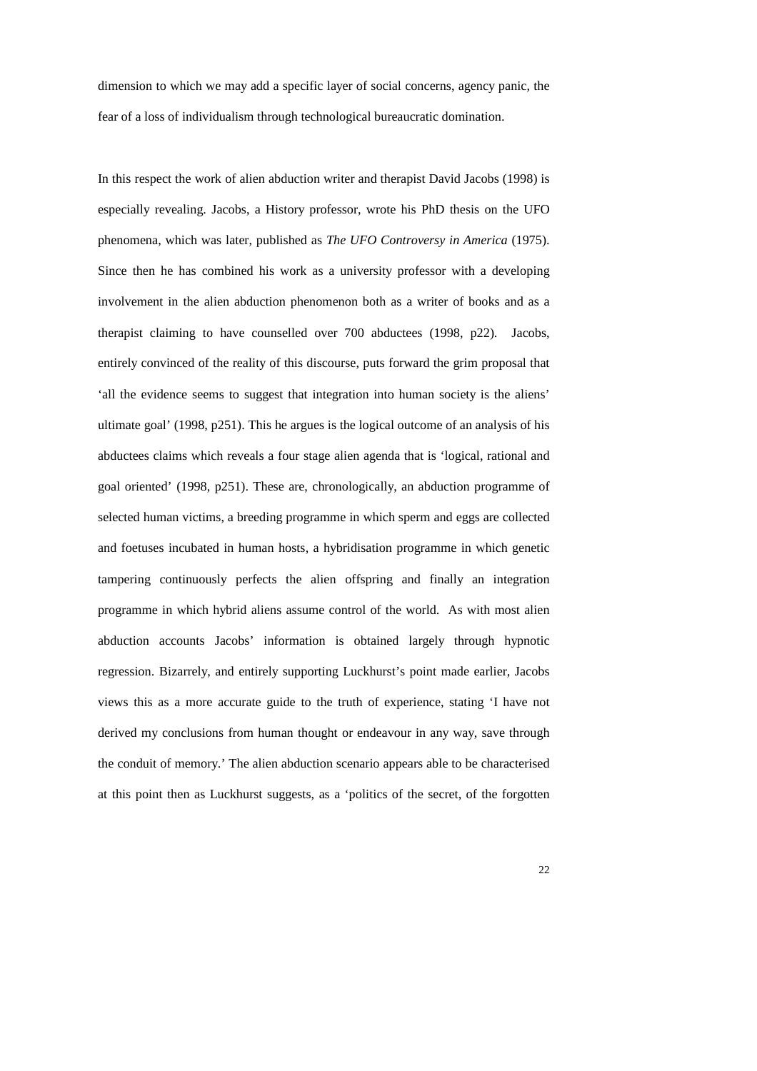dimension to which we may add a specific layer of social concerns, agency panic, the fear of a loss of individualism through technological bureaucratic domination.

In this respect the work of alien abduction writer and therapist David Jacobs (1998) is especially revealing. Jacobs, a History professor, wrote his PhD thesis on the UFO phenomena, which was later, published as *The UFO Controversy in America* (1975). Since then he has combined his work as a university professor with a developing involvement in the alien abduction phenomenon both as a writer of books and as a therapist claiming to have counselled over 700 abductees (1998, p22). Jacobs, entirely convinced of the reality of this discourse, puts forward the grim proposal that 'all the evidence seems to suggest that integration into human society is the aliens' ultimate goal' (1998, p251). This he argues is the logical outcome of an analysis of his abductees claims which reveals a four stage alien agenda that is 'logical, rational and goal oriented' (1998, p251). These are, chronologically, an abduction programme of selected human victims, a breeding programme in which sperm and eggs are collected and foetuses incubated in human hosts, a hybridisation programme in which genetic tampering continuously perfects the alien offspring and finally an integration programme in which hybrid aliens assume control of the world. As with most alien abduction accounts Jacobs' information is obtained largely through hypnotic regression. Bizarrely, and entirely supporting Luckhurst's point made earlier, Jacobs views this as a more accurate guide to the truth of experience, stating 'I have not derived my conclusions from human thought or endeavour in any way, save through the conduit of memory.' The alien abduction scenario appears able to be characterised at this point then as Luckhurst suggests, as a 'politics of the secret, of the forgotten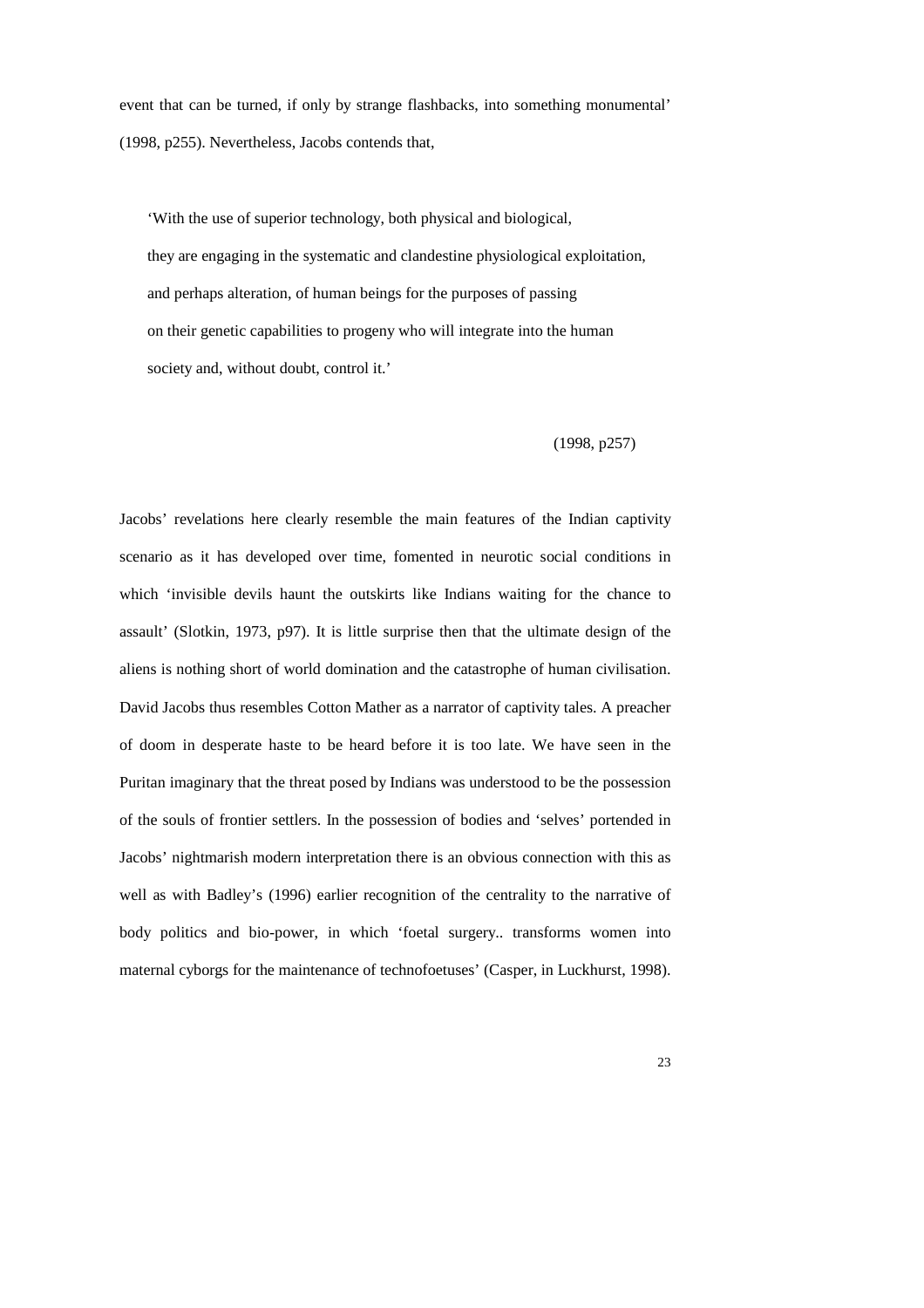event that can be turned, if only by strange flashbacks, into something monumental' (1998, p255). Nevertheless, Jacobs contends that,

> 'With the use of superior technology, both physical and biological,
> they are engaging in the systematic and clandestine physiological exploitation,
> and perhaps alteration, of human beings for the purposes of passing
> on their genetic capabilities to progeny who will integrate into the human
> society and, without doubt, control it.'
>
> (1998, p257)

Jacobs' revelations here clearly resemble the main features of the Indian captivity scenario as it has developed over time, fomented in neurotic social conditions in which 'invisible devils haunt the outskirts like Indians waiting for the chance to assault' (Slotkin, 1973, p97). It is little surprise then that the ultimate design of the aliens is nothing short of world domination and the catastrophe of human civilisation. David Jacobs thus resembles Cotton Mather as a narrator of captivity tales. A preacher of doom in desperate haste to be heard before it is too late. We have seen in the Puritan imaginary that the threat posed by Indians was understood to be the possession of the souls of frontier settlers. In the possession of bodies and 'selves' portended in Jacobs' nightmarish modern interpretation there is an obvious connection with this as well as with Badley's (1996) earlier recognition of the centrality to the narrative of body politics and bio-power, in which 'foetal surgery.. transforms women into maternal cyborgs for the maintenance of technofoetuses' (Casper, in Luckhurst, 1998).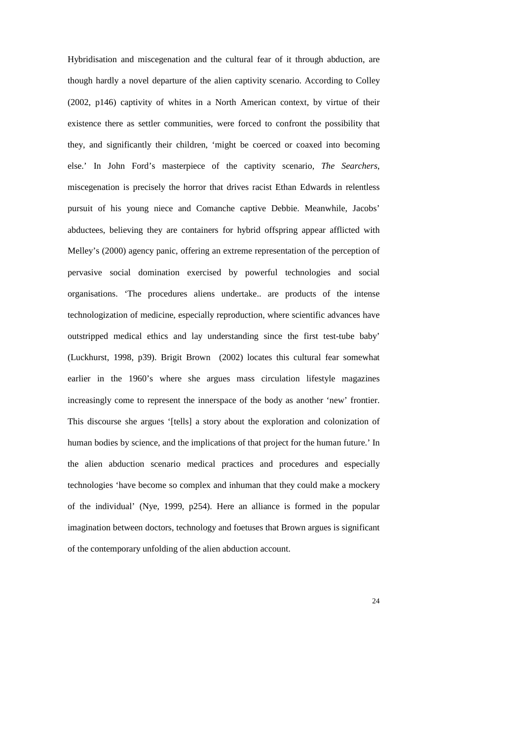Hybridisation and miscegenation and the cultural fear of it through abduction, are though hardly a novel departure of the alien captivity scenario. According to Colley (2002, p146) captivity of whites in a North American context, by virtue of their existence there as settler communities, were forced to confront the possibility that they, and significantly their children, 'might be coerced or coaxed into becoming else.' In John Ford's masterpiece of the captivity scenario, *The Searchers*, miscegenation is precisely the horror that drives racist Ethan Edwards in relentless pursuit of his young niece and Comanche captive Debbie. Meanwhile, Jacobs' abductees, believing they are containers for hybrid offspring appear afflicted with Melley's (2000) agency panic, offering an extreme representation of the perception of pervasive social domination exercised by powerful technologies and social organisations. 'The procedures aliens undertake.. are products of the intense technologization of medicine, especially reproduction, where scientific advances have outstripped medical ethics and lay understanding since the first test-tube baby' (Luckhurst, 1998, p39). Brigit Brown (2002) locates this cultural fear somewhat earlier in the 1960's where she argues mass circulation lifestyle magazines increasingly come to represent the innerspace of the body as another 'new' frontier. This discourse she argues '[tells] a story about the exploration and colonization of human bodies by science, and the implications of that project for the human future.' In the alien abduction scenario medical practices and procedures and especially technologies 'have become so complex and inhuman that they could make a mockery of the individual' (Nye, 1999, p254). Here an alliance is formed in the popular imagination between doctors, technology and foetuses that Brown argues is significant of the contemporary unfolding of the alien abduction account.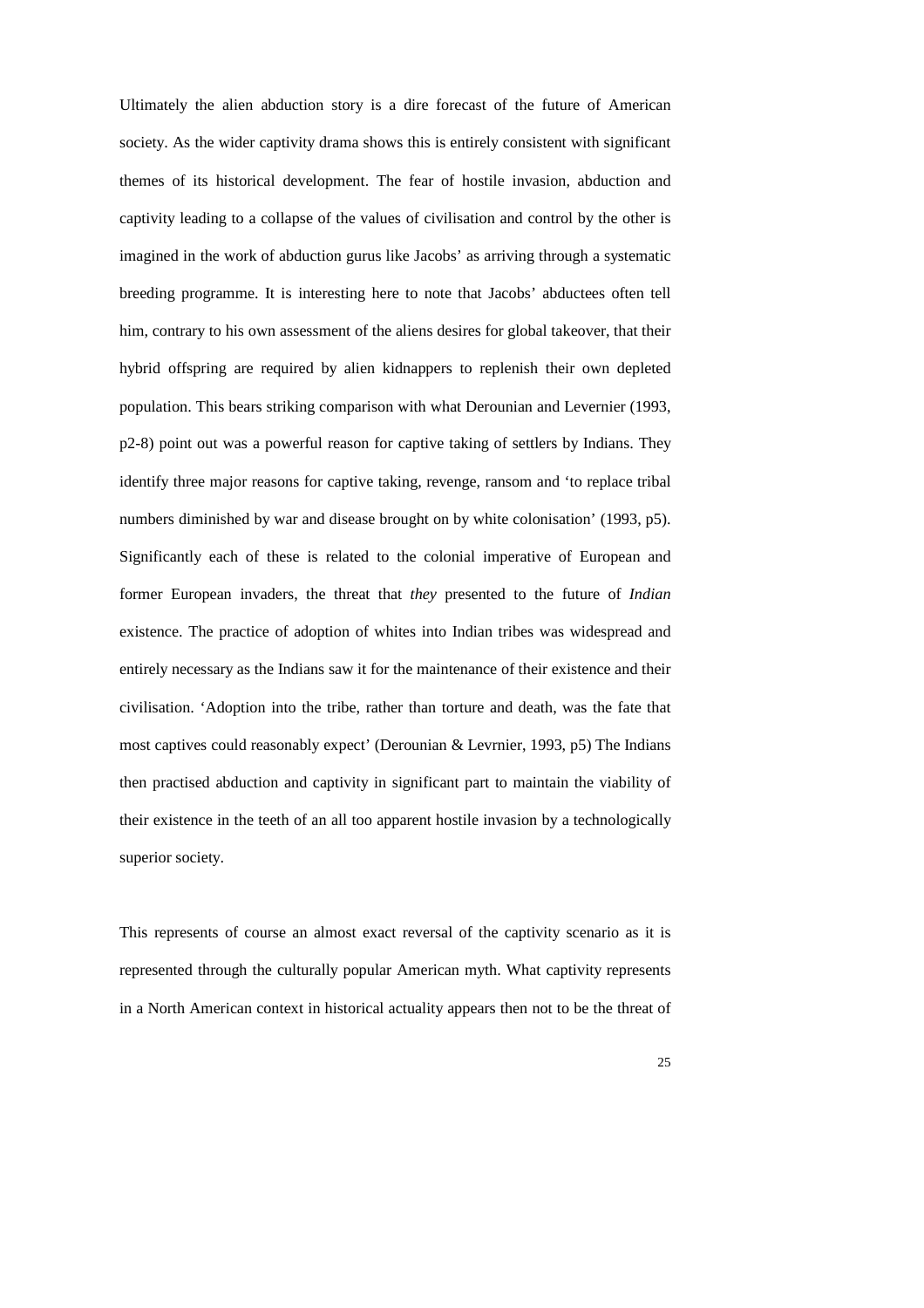Ultimately the alien abduction story is a dire forecast of the future of American society. As the wider captivity drama shows this is entirely consistent with significant themes of its historical development. The fear of hostile invasion, abduction and captivity leading to a collapse of the values of civilisation and control by the other is imagined in the work of abduction gurus like Jacobs' as arriving through a systematic breeding programme. It is interesting here to note that Jacobs' abductees often tell him, contrary to his own assessment of the aliens desires for global takeover, that their hybrid offspring are required by alien kidnappers to replenish their own depleted population. This bears striking comparison with what Derounian and Levernier (1993, p2-8) point out was a powerful reason for captive taking of settlers by Indians. They identify three major reasons for captive taking, revenge, ransom and 'to replace tribal numbers diminished by war and disease brought on by white colonisation' (1993, p5). Significantly each of these is related to the colonial imperative of European and former European invaders, the threat that *they* presented to the future of *Indian* existence. The practice of adoption of whites into Indian tribes was widespread and entirely necessary as the Indians saw it for the maintenance of their existence and their civilisation. 'Adoption into the tribe, rather than torture and death, was the fate that most captives could reasonably expect' (Derounian & Levrnier, 1993, p5) The Indians then practised abduction and captivity in significant part to maintain the viability of their existence in the teeth of an all too apparent hostile invasion by a technologically superior society.

This represents of course an almost exact reversal of the captivity scenario as it is represented through the culturally popular American myth. What captivity represents in a North American context in historical actuality appears then not to be the threat of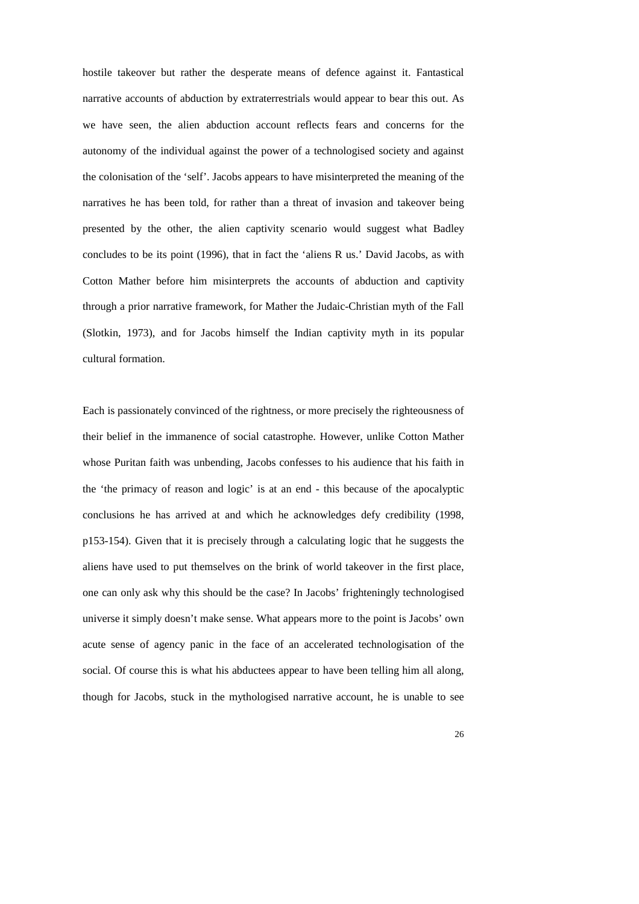hostile takeover but rather the desperate means of defence against it. Fantastical narrative accounts of abduction by extraterrestrials would appear to bear this out. As we have seen, the alien abduction account reflects fears and concerns for the autonomy of the individual against the power of a technologised society and against the colonisation of the 'self'. Jacobs appears to have misinterpreted the meaning of the narratives he has been told, for rather than a threat of invasion and takeover being presented by the other, the alien captivity scenario would suggest what Badley concludes to be its point (1996), that in fact the 'aliens R us.' David Jacobs, as with Cotton Mather before him misinterprets the accounts of abduction and captivity through a prior narrative framework, for Mather the Judaic-Christian myth of the Fall (Slotkin, 1973), and for Jacobs himself the Indian captivity myth in its popular cultural formation.

Each is passionately convinced of the rightness, or more precisely the righteousness of their belief in the immanence of social catastrophe. However, unlike Cotton Mather whose Puritan faith was unbending, Jacobs confesses to his audience that his faith in the 'the primacy of reason and logic' is at an end - this because of the apocalyptic conclusions he has arrived at and which he acknowledges defy credibility (1998, p153-154). Given that it is precisely through a calculating logic that he suggests the aliens have used to put themselves on the brink of world takeover in the first place, one can only ask why this should be the case? In Jacobs' frighteningly technologised universe it simply doesn't make sense. What appears more to the point is Jacobs' own acute sense of agency panic in the face of an accelerated technologisation of the social. Of course this is what his abductees appear to have been telling him all along, though for Jacobs, stuck in the mythologised narrative account, he is unable to see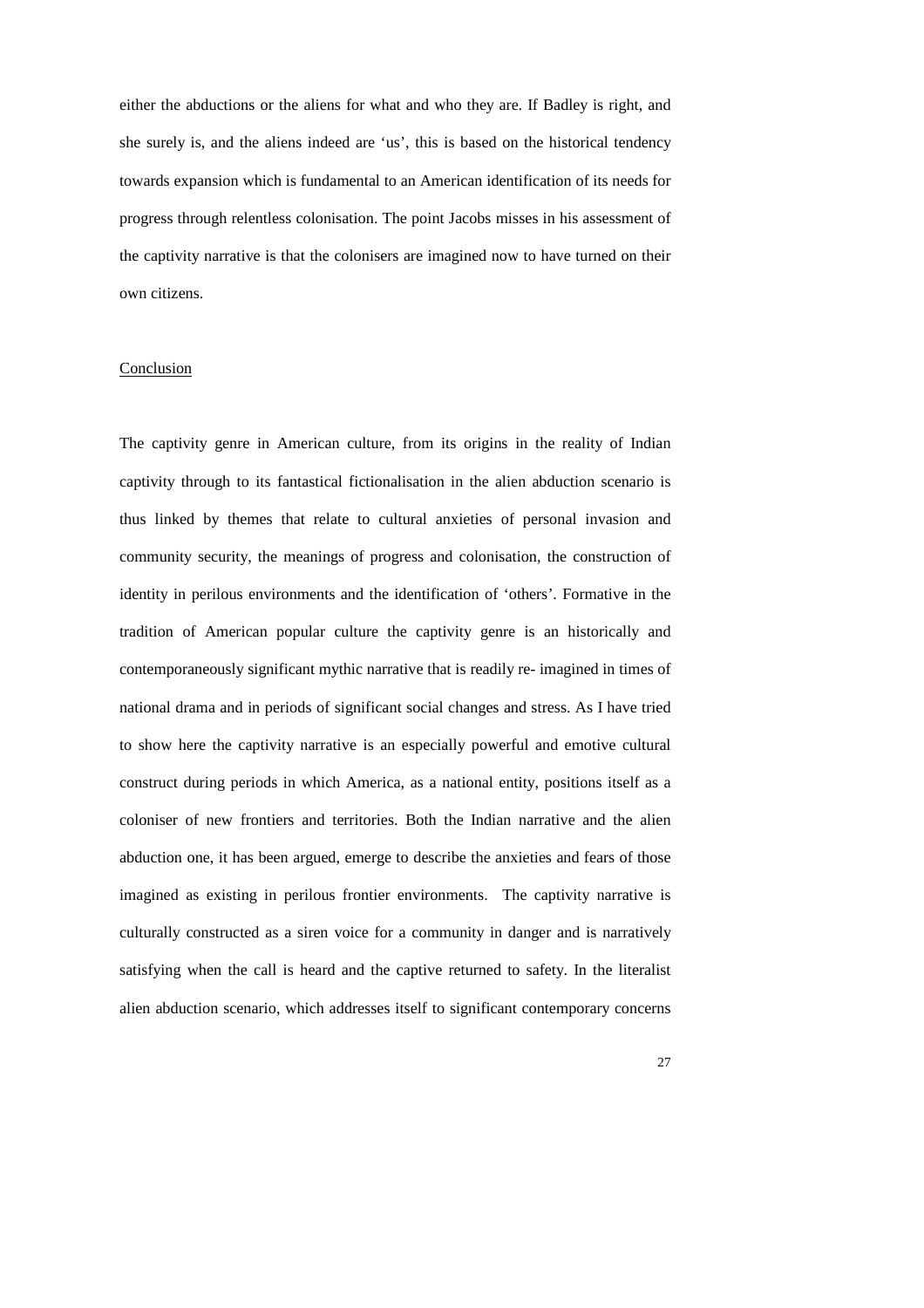either the abductions or the aliens for what and who they are. If Badley is right, and she surely is, and the aliens indeed are 'us', this is based on the historical tendency towards expansion which is fundamental to an American identification of its needs for progress through relentless colonisation. The point Jacobs misses in his assessment of the captivity narrative is that the colonisers are imagined now to have turned on their own citizens.

## Conclusion

The captivity genre in American culture, from its origins in the reality of Indian captivity through to its fantastical fictionalisation in the alien abduction scenario is thus linked by themes that relate to cultural anxieties of personal invasion and community security, the meanings of progress and colonisation, the construction of identity in perilous environments and the identification of 'others'. Formative in the tradition of American popular culture the captivity genre is an historically and contemporaneously significant mythic narrative that is readily re- imagined in times of national drama and in periods of significant social changes and stress. As I have tried to show here the captivity narrative is an especially powerful and emotive cultural construct during periods in which America, as a national entity, positions itself as a coloniser of new frontiers and territories. Both the Indian narrative and the alien abduction one, it has been argued, emerge to describe the anxieties and fears of those imagined as existing in perilous frontier environments. The captivity narrative is culturally constructed as a siren voice for a community in danger and is narratively satisfying when the call is heard and the captive returned to safety. In the literalist alien abduction scenario, which addresses itself to significant contemporary concerns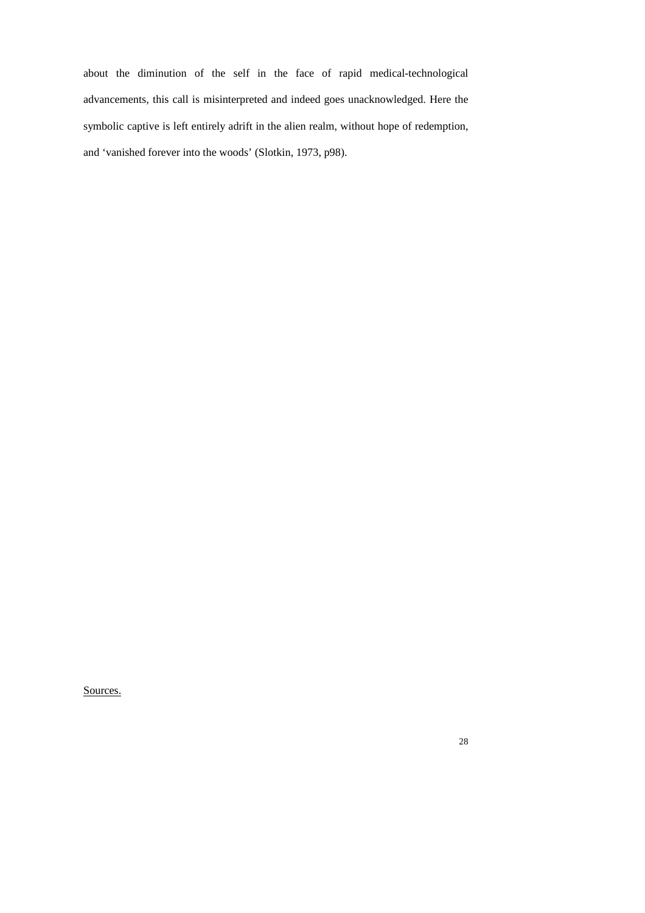about the diminution of the self in the face of rapid medical-technological advancements, this call is misinterpreted and indeed goes unacknowledged. Here the symbolic captive is left entirely adrift in the alien realm, without hope of redemption, and 'vanished forever into the woods' (Slotkin, 1973, p98).

<u>Sources.</u>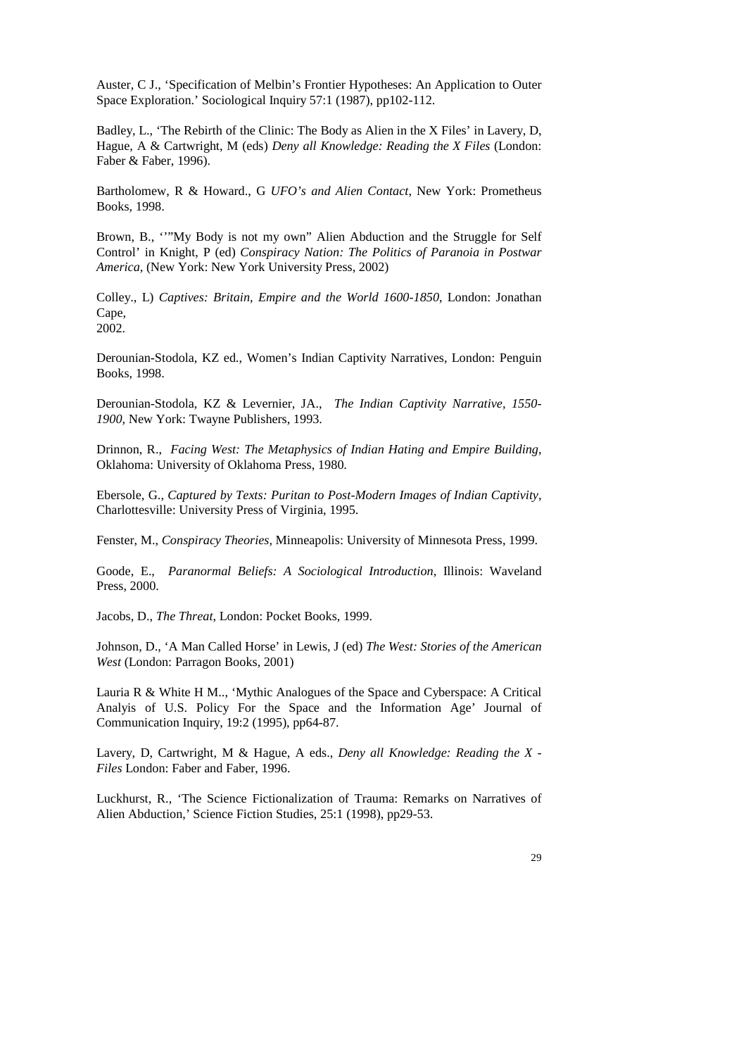Auster, C J., 'Specification of Melbin's Frontier Hypotheses: An Application to Outer Space Exploration.' Sociological Inquiry 57:1 (1987), pp102-112.

Badley, L., 'The Rebirth of the Clinic: The Body as Alien in the X Files' in Lavery, D, Hague, A & Cartwright, M (eds) *Deny all Knowledge: Reading the X Files* (London: Faber & Faber, 1996).

Bartholomew, R & Howard., G *UFO's and Alien Contact*, New York: Prometheus Books, 1998.

Brown, B., '"My Body is not my own" Alien Abduction and the Struggle for Self Control' in Knight, P (ed) *Conspiracy Nation: The Politics of Paranoia in Postwar America*, (New York: New York University Press, 2002)

Colley., L) *Captives: Britain, Empire and the World 1600-1850*, London: Jonathan Cape,
2002.

Derounian-Stodola, KZ ed., Women's Indian Captivity Narratives, London: Penguin Books, 1998.

Derounian-Stodola, KZ & Levernier, JA., *The Indian Captivity Narrative, 1550-1900*, New York: Twayne Publishers, 1993.

Drinnon, R., *Facing West: The Metaphysics of Indian Hating and Empire Building*, Oklahoma: University of Oklahoma Press, 1980.

Ebersole, G., *Captured by Texts: Puritan to Post-Modern Images of Indian Captivity*, Charlottesville: University Press of Virginia, 1995.

Fenster, M., *Conspiracy Theories*, Minneapolis: University of Minnesota Press, 1999.

Goode, E., *Paranormal Beliefs: A Sociological Introduction*, Illinois: Waveland Press, 2000.

Jacobs, D., *The Threat*, London: Pocket Books, 1999.

Johnson, D., 'A Man Called Horse' in Lewis, J (ed) *The West: Stories of the American West* (London: Parragon Books, 2001)

Lauria R & White H M.., 'Mythic Analogues of the Space and Cyberspace: A Critical Analyis of U.S. Policy For the Space and the Information Age' Journal of Communication Inquiry, 19:2 (1995), pp64-87.

Lavery, D, Cartwright, M & Hague, A eds., *Deny all Knowledge: Reading the X - Files* London: Faber and Faber, 1996.

Luckhurst, R., 'The Science Fictionalization of Trauma: Remarks on Narratives of Alien Abduction,' Science Fiction Studies, 25:1 (1998), pp29-53.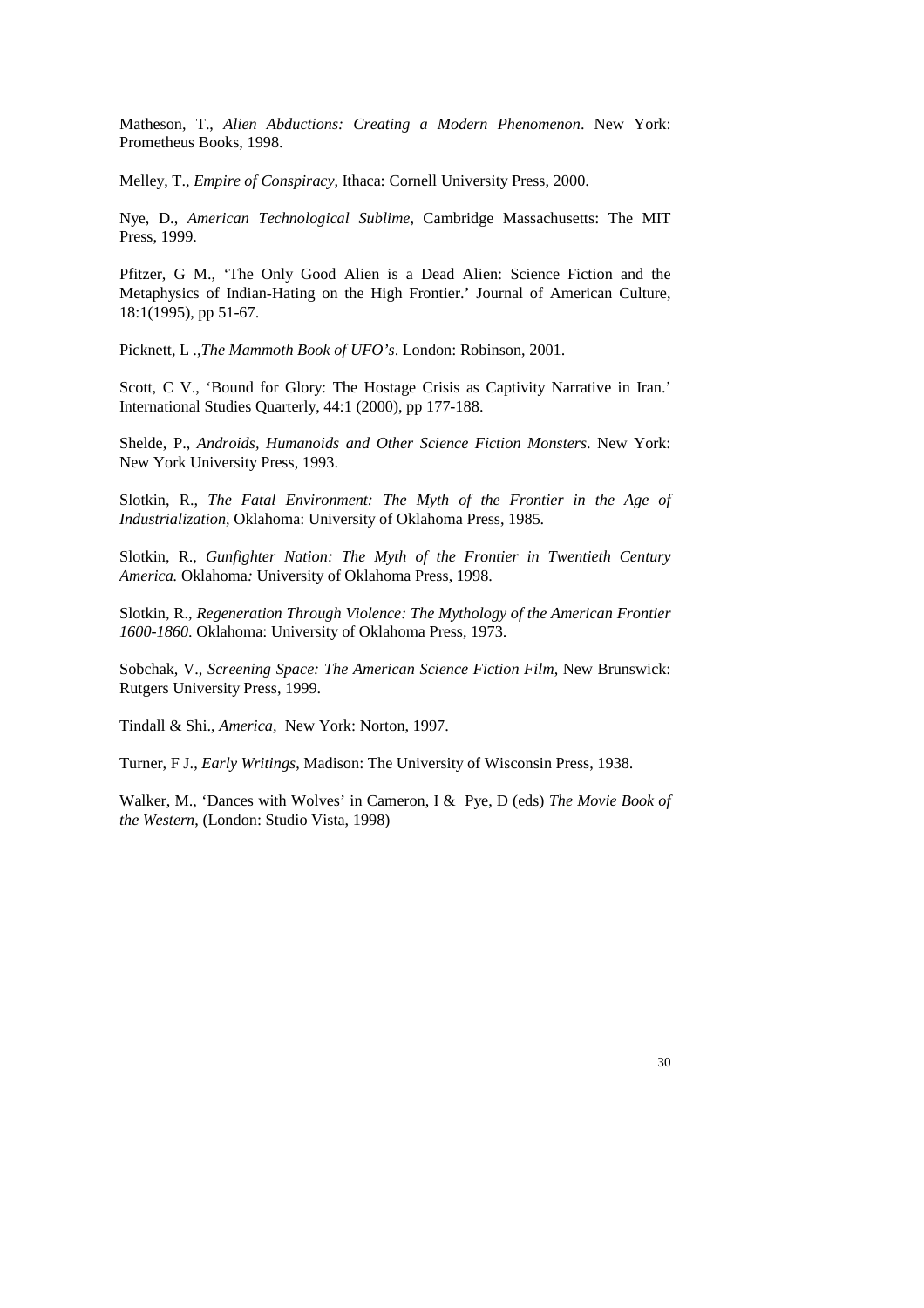Matheson, T., *Alien Abductions: Creating a Modern Phenomenon*. New York: Prometheus Books, 1998.

Melley, T., *Empire of Conspiracy*, Ithaca: Cornell University Press, 2000.

Nye, D., *American Technological Sublime,* Cambridge Massachusetts: The MIT Press, 1999.

Pfitzer, G M., 'The Only Good Alien is a Dead Alien: Science Fiction and the Metaphysics of Indian-Hating on the High Frontier.' Journal of American Culture, 18:1(1995), pp 51-67.

Picknett, L .,*The Mammoth Book of UFO's*. London: Robinson, 2001.

Scott, C V., 'Bound for Glory: The Hostage Crisis as Captivity Narrative in Iran.' International Studies Quarterly, 44:1 (2000), pp 177-188.

Shelde, P., *Androids, Humanoids and Other Science Fiction Monsters*. New York: New York University Press, 1993.

Slotkin, R., *The Fatal Environment: The Myth of the Frontier in the Age of Industrialization*, Oklahoma: University of Oklahoma Press, 1985.

Slotkin, R., *Gunfighter Nation: The Myth of the Frontier in Twentieth Century America.* Oklahoma*:* University of Oklahoma Press, 1998.

Slotkin, R., *Regeneration Through Violence: The Mythology of the American Frontier 1600-1860*. Oklahoma: University of Oklahoma Press, 1973.

Sobchak, V., *Screening Space: The American Science Fiction Film*, New Brunswick: Rutgers University Press, 1999.

Tindall & Shi., *America*, New York: Norton, 1997.

Turner, F J., *Early Writings*, Madison: The University of Wisconsin Press, 1938.

Walker, M., 'Dances with Wolves' in Cameron, I & Pye, D (eds) *The Movie Book of the Western*, (London: Studio Vista, 1998)